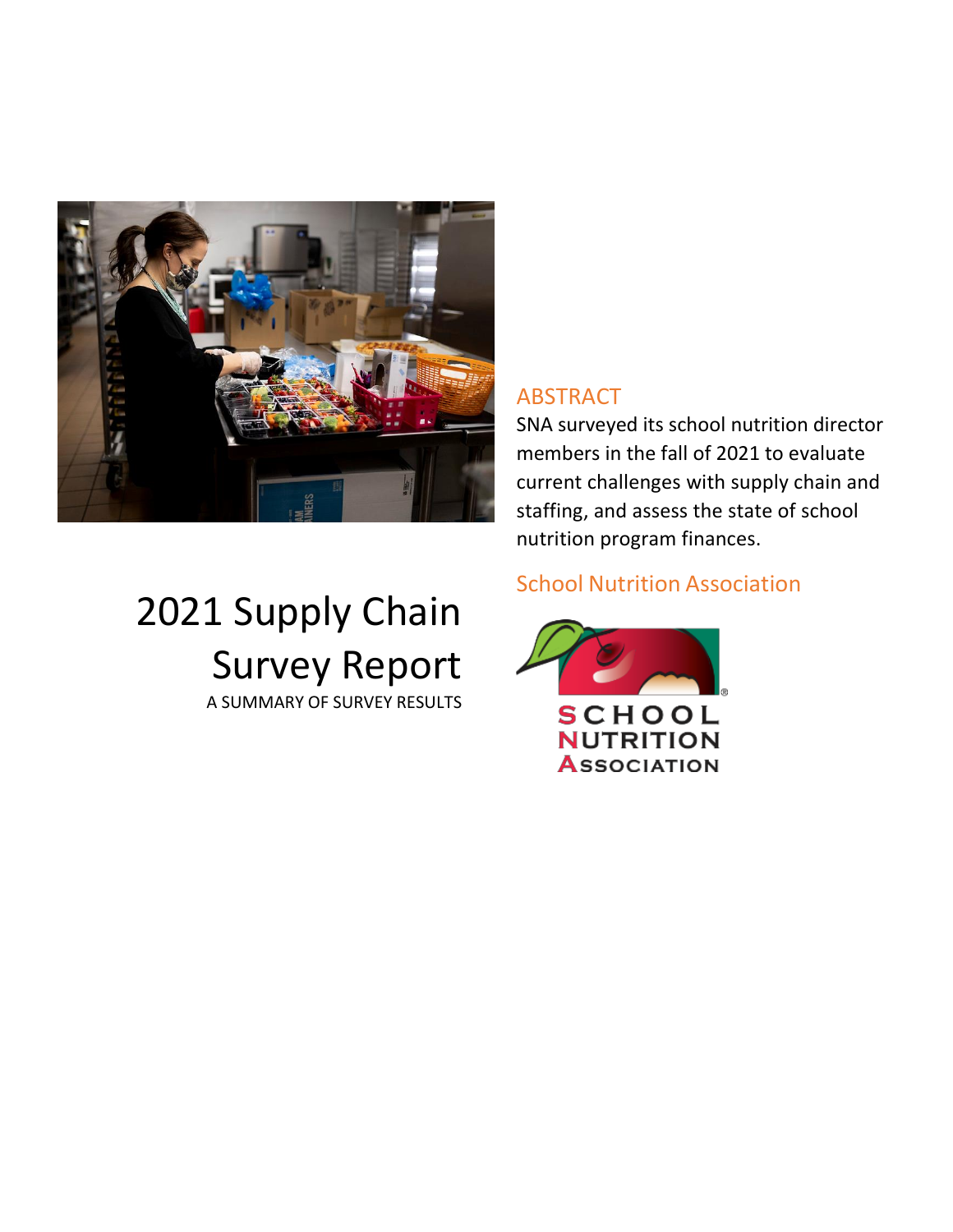# 2021 Supply Chain Survey Report

A SUMMARY OF SURVEY RESULTS

## ABSTRACT

SNA surveyed its school nutrition director members in the fall of 2021 to evaluate current challenges with supply chain and staffing, and assess the state of school nutrition program finances.

School Nutrition Association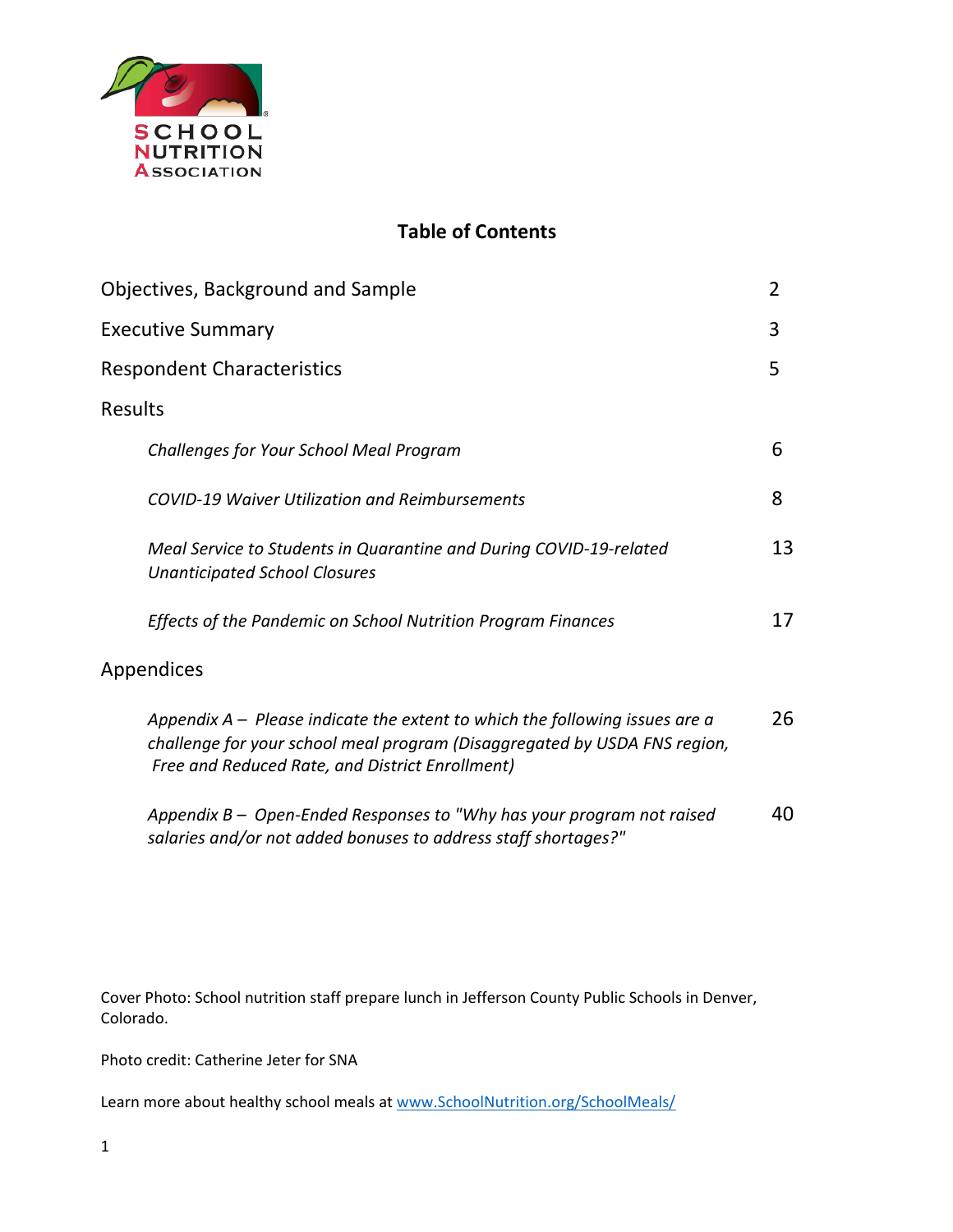## Table of Contents

| | |
|---|---|
| Objectives, Background and Sample | 2 |
| Executive Summary | 3 |
| Respondent Characteristics | 5 |
| Results | |
| *Challenges for Your School Meal Program* | 6 |
| *COVID-19 Waiver Utilization and Reimbursements* | 8 |
| *Meal Service to Students in Quarantine and During COVID-19-related Unanticipated School Closures* | 13 |
| *Effects of the Pandemic on School Nutrition Program Finances* | 17 |
| Appendices | |
| *Appendix A – Please indicate the extent to which the following issues are a challenge for your school meal program (Disaggregated by USDA FNS region, Free and Reduced Rate, and District Enrollment)* | 26 |
| *Appendix B – Open-Ended Responses to "Why has your program not raised salaries and/or not added bonuses to address staff shortages?"* | 40 |

Cover Photo: School nutrition staff prepare lunch in Jefferson County Public Schools in Denver, Colorado.

Photo credit: Catherine Jeter for SNA

Learn more about healthy school meals at [www.SchoolNutrition.org/SchoolMeals/](http://www.SchoolNutrition.org/SchoolMeals/)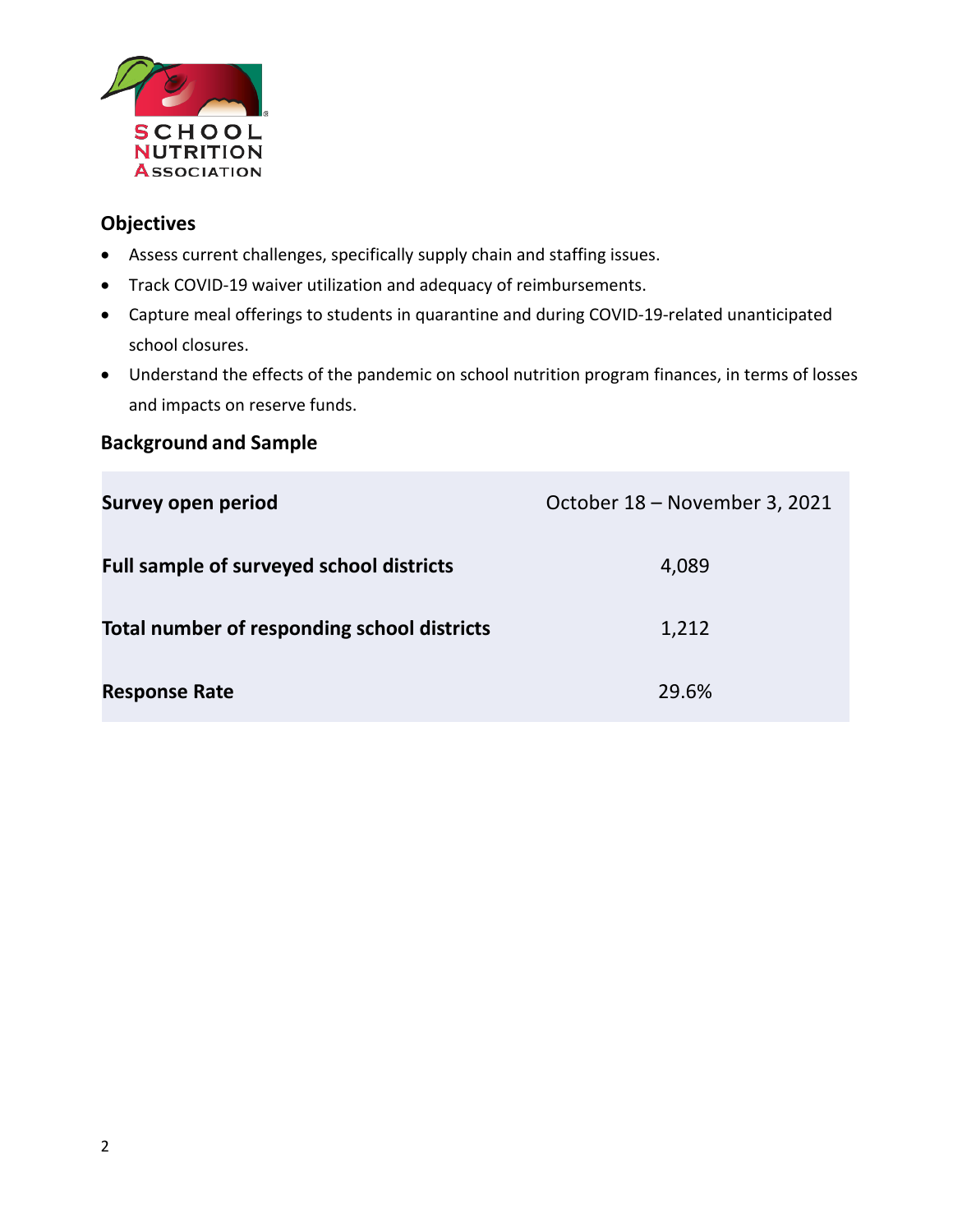## Objectives

- Assess current challenges, specifically supply chain and staffing issues.
- Track COVID-19 waiver utilization and adequacy of reimbursements.
- Capture meal offerings to students in quarantine and during COVID-19-related unanticipated school closures.
- Understand the effects of the pandemic on school nutrition program finances, in terms of losses and impacts on reserve funds.

## Background and Sample

| | |
|---|---|
| **Survey open period** | October 18 – November 3, 2021 |
| **Full sample of surveyed school districts** | 4,089 |
| **Total number of responding school districts** | 1,212 |
| **Response Rate** | 29.6% |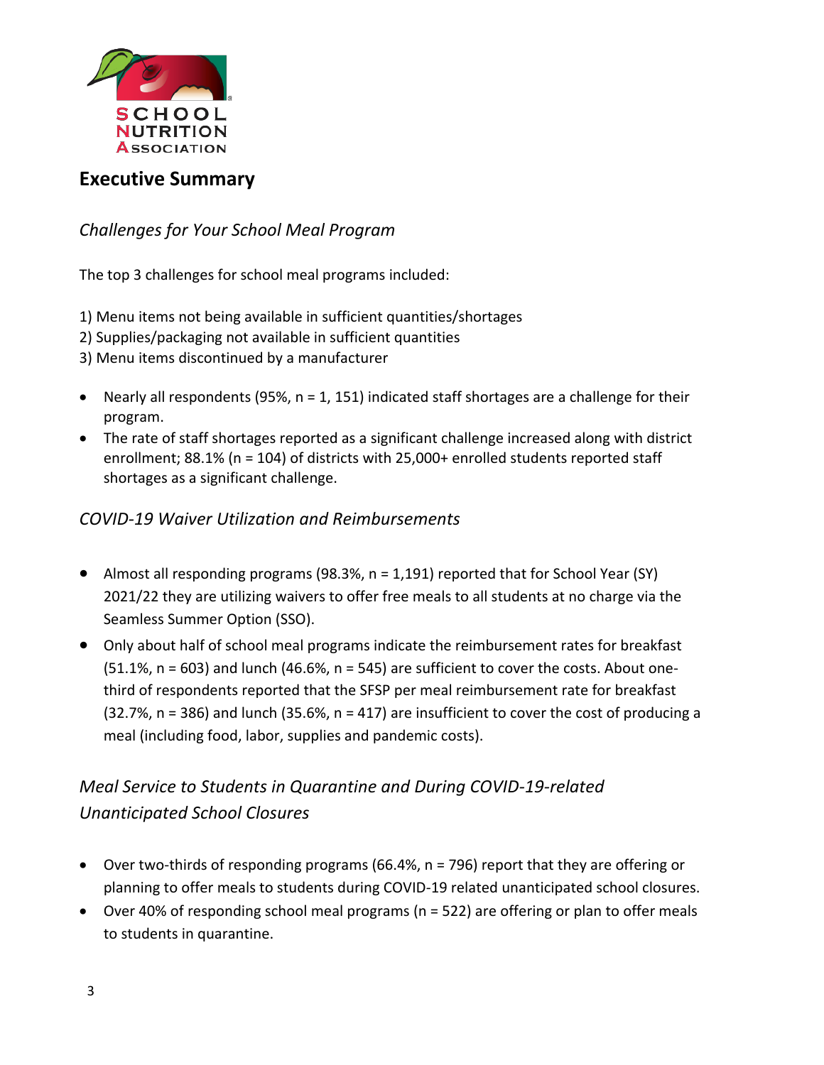## Executive Summary

### *Challenges for Your School Meal Program*

The top 3 challenges for school meal programs included:

1) Menu items not being available in sufficient quantities/shortages
2) Supplies/packaging not available in sufficient quantities
3) Menu items discontinued by a manufacturer

- Nearly all respondents (95%, n = 1, 151) indicated staff shortages are a challenge for their program.
- The rate of staff shortages reported as a significant challenge increased along with district enrollment; 88.1% (n = 104) of districts with 25,000+ enrolled students reported staff shortages as a significant challenge.

### *COVID-19 Waiver Utilization and Reimbursements*

- Almost all responding programs (98.3%, n = 1,191) reported that for School Year (SY) 2021/22 they are utilizing waivers to offer free meals to all students at no charge via the Seamless Summer Option (SSO).
- Only about half of school meal programs indicate the reimbursement rates for breakfast (51.1%, n = 603) and lunch (46.6%, n = 545) are sufficient to cover the costs. About one-third of respondents reported that the SFSP per meal reimbursement rate for breakfast (32.7%, n = 386) and lunch (35.6%, n = 417) are insufficient to cover the cost of producing a meal (including food, labor, supplies and pandemic costs).

### *Meal Service to Students in Quarantine and During COVID-19-related Unanticipated School Closures*

- Over two-thirds of responding programs (66.4%, n = 796) report that they are offering or planning to offer meals to students during COVID-19 related unanticipated school closures.
- Over 40% of responding school meal programs (n = 522) are offering or plan to offer meals to students in quarantine.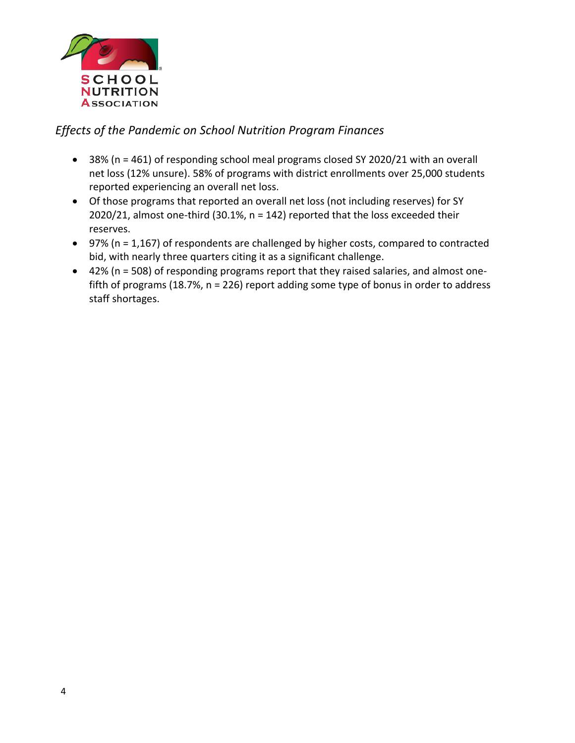*Effects of the Pandemic on School Nutrition Program Finances*

- 38% (n = 461) of responding school meal programs closed SY 2020/21 with an overall net loss (12% unsure). 58% of programs with district enrollments over 25,000 students reported experiencing an overall net loss.
- Of those programs that reported an overall net loss (not including reserves) for SY 2020/21, almost one-third (30.1%, n = 142) reported that the loss exceeded their reserves.
- 97% (n = 1,167) of respondents are challenged by higher costs, compared to contracted bid, with nearly three quarters citing it as a significant challenge.
- 42% (n = 508) of responding programs report that they raised salaries, and almost one-fifth of programs (18.7%, n = 226) report adding some type of bonus in order to address staff shortages.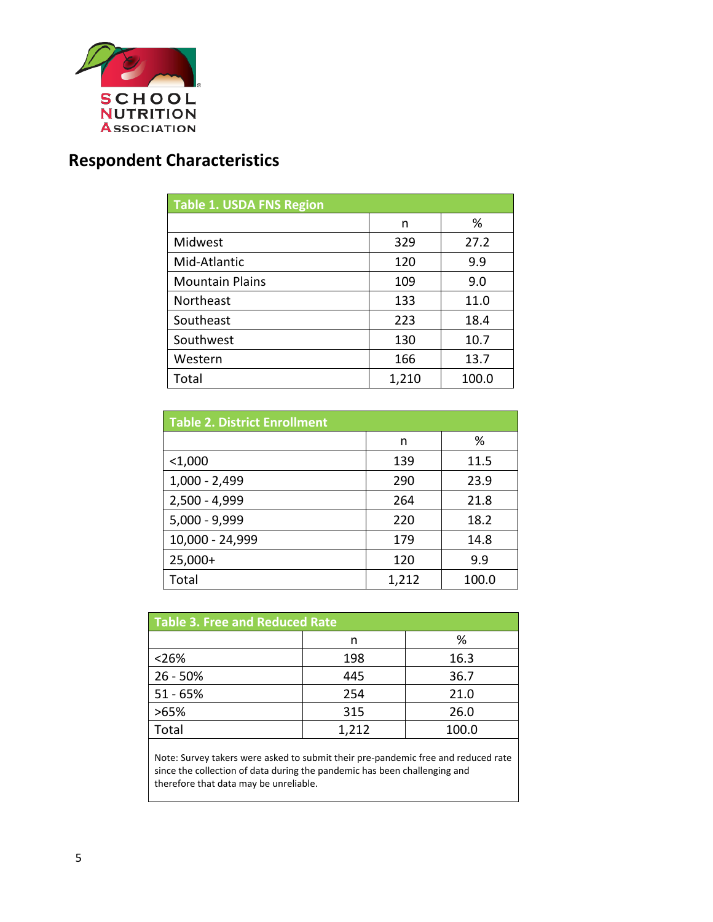## Respondent Characteristics

| Table 1. USDA FNS Region | | |
|---|---|---|
| | n | % |
| Midwest | 329 | 27.2 |
| Mid-Atlantic | 120 | 9.9 |
| Mountain Plains | 109 | 9.0 |
| Northeast | 133 | 11.0 |
| Southeast | 223 | 18.4 |
| Southwest | 130 | 10.7 |
| Western | 166 | 13.7 |
| Total | 1,210 | 100.0 |

| Table 2. District Enrollment | | |
|---|---|---|
| | n | % |
| <1,000 | 139 | 11.5 |
| 1,000 - 2,499 | 290 | 23.9 |
| 2,500 - 4,999 | 264 | 21.8 |
| 5,000 - 9,999 | 220 | 18.2 |
| 10,000 - 24,999 | 179 | 14.8 |
| 25,000+ | 120 | 9.9 |
| Total | 1,212 | 100.0 |

| Table 3. Free and Reduced Rate | | |
|---|---|---|
| | n | % |
| <26% | 198 | 16.3 |
| 26 - 50% | 445 | 36.7 |
| 51 - 65% | 254 | 21.0 |
| >65% | 315 | 26.0 |
| Total | 1,212 | 100.0 |

Note: Survey takers were asked to submit their pre-pandemic free and reduced rate since the collection of data during the pandemic has been challenging and therefore that data may be unreliable.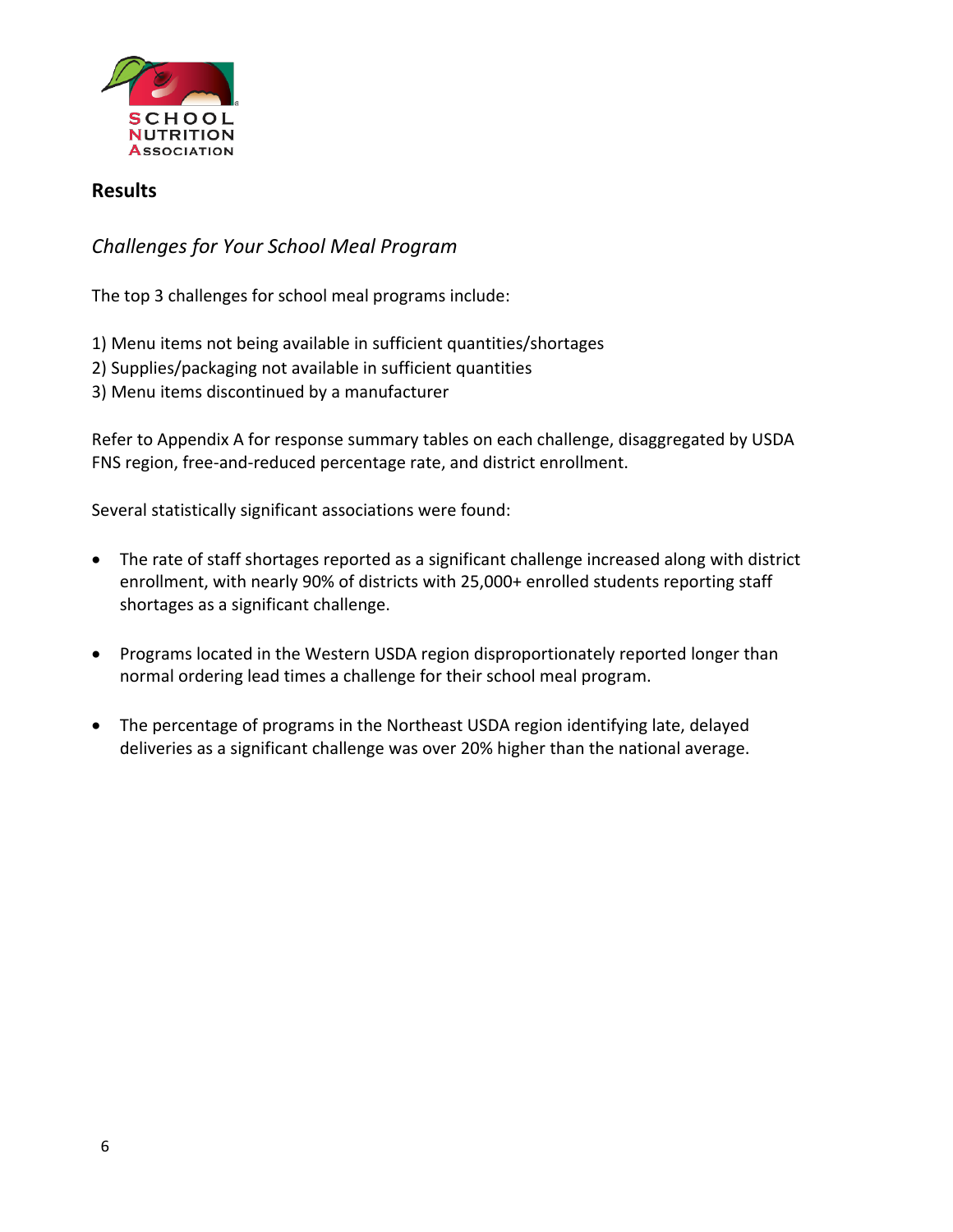## Results

### *Challenges for Your School Meal Program*

The top 3 challenges for school meal programs include:

1) Menu items not being available in sufficient quantities/shortages
2) Supplies/packaging not available in sufficient quantities
3) Menu items discontinued by a manufacturer

Refer to Appendix A for response summary tables on each challenge, disaggregated by USDA FNS region, free-and-reduced percentage rate, and district enrollment.

Several statistically significant associations were found:

- The rate of staff shortages reported as a significant challenge increased along with district enrollment, with nearly 90% of districts with 25,000+ enrolled students reporting staff shortages as a significant challenge.

- Programs located in the Western USDA region disproportionately reported longer than normal ordering lead times a challenge for their school meal program.

- The percentage of programs in the Northeast USDA region identifying late, delayed deliveries as a significant challenge was over 20% higher than the national average.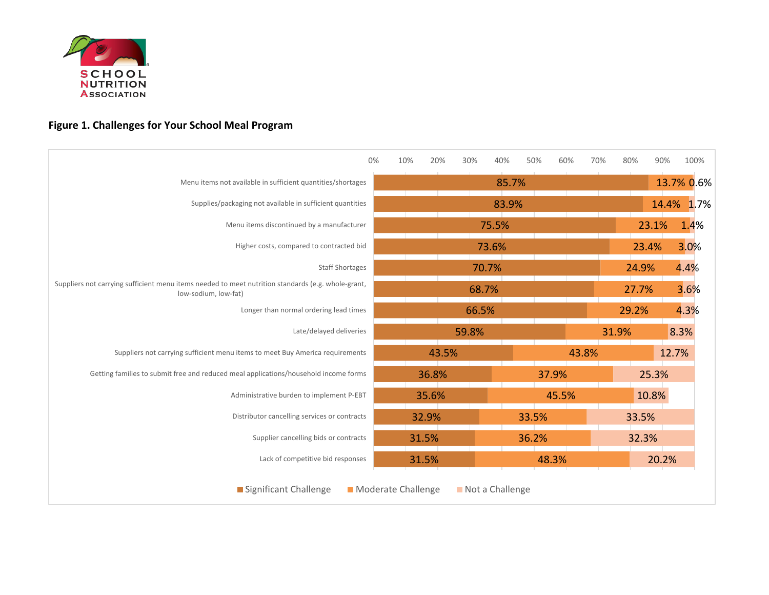## Figure 1. Challenges for Your School Meal Program

| Challenge | Significant Challenge | Moderate Challenge | Not a Challenge |
|---|---|---|---|
| Menu items not available in sufficient quantities/shortages | 85.7% | 13.7% | 0.6% |
| Supplies/packaging not available in sufficient quantities | 83.9% | 14.4% | 1.7% |
| Menu items discontinued by a manufacturer | 75.5% | 23.1% | 1.4% |
| Higher costs, compared to contracted bid | 73.6% | 23.4% | 3.0% |
| Staff Shortages | 70.7% | 24.9% | 4.4% |
| Suppliers not carrying sufficient menu items needed to meet nutrition standards (e.g. whole-grant, low-sodium, low-fat) | 68.7% | 27.7% | 3.6% |
| Longer than normal ordering lead times | 66.5% | 29.2% | 4.3% |
| Late/delayed deliveries | 59.8% | 31.9% | 8.3% |
| Suppliers not carrying sufficient menu items to meet Buy America requirements | 43.5% | 43.8% | 12.7% |
| Getting families to submit free and reduced meal applications/household income forms | 36.8% | 37.9% | 25.3% |
| Administrative burden to implement P-EBT | 35.6% | 45.5% | 10.8% |
| Distributor cancelling services or contracts | 32.9% | 33.5% | 33.5% |
| Supplier cancelling bids or contracts | 31.5% | 36.2% | 32.3% |
| Lack of competitive bid responses | 31.5% | 48.3% | 20.2% |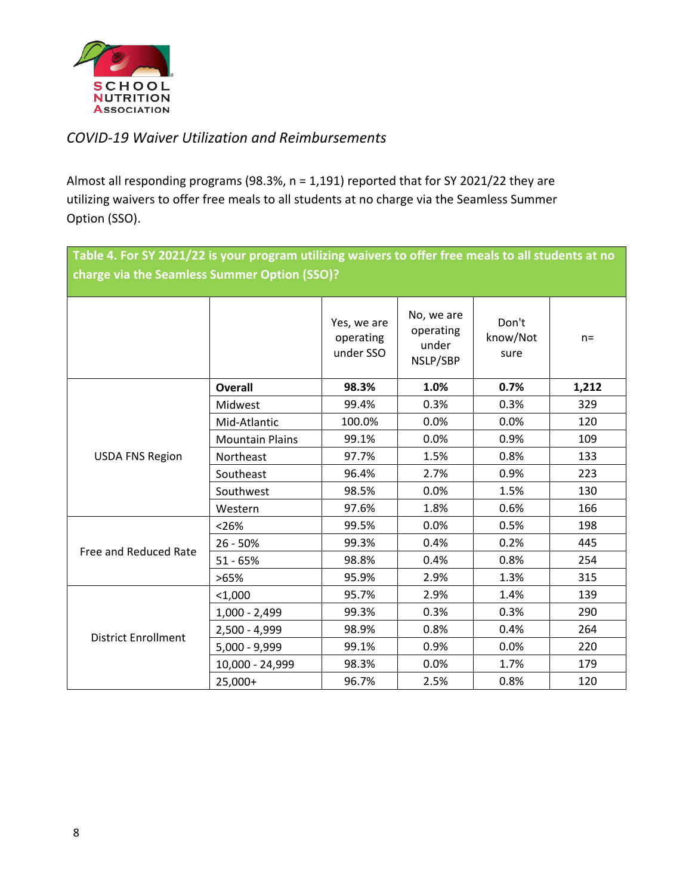*COVID-19 Waiver Utilization and Reimbursements*

Almost all responding programs (98.3%, n = 1,191) reported that for SY 2021/22 they are utilizing waivers to offer free meals to all students at no charge via the Seamless Summer Option (SSO).

**Table 4. For SY 2021/22 is your program utilizing waivers to offer free meals to all students at no charge via the Seamless Summer Option (SSO)?**

| | | Yes, we are operating under SSO | No, we are operating under NSLP/SBP | Don't know/Not sure | n= |
|---|---|---|---|---|---|
| USDA FNS Region | **Overall** | **98.3%** | **1.0%** | **0.7%** | **1,212** |
| | Midwest | 99.4% | 0.3% | 0.3% | 329 |
| | Mid-Atlantic | 100.0% | 0.0% | 0.0% | 120 |
| | Mountain Plains | 99.1% | 0.0% | 0.9% | 109 |
| | Northeast | 97.7% | 1.5% | 0.8% | 133 |
| | Southeast | 96.4% | 2.7% | 0.9% | 223 |
| | Southwest | 98.5% | 0.0% | 1.5% | 130 |
| | Western | 97.6% | 1.8% | 0.6% | 166 |
| Free and Reduced Rate | <26% | 99.5% | 0.0% | 0.5% | 198 |
| | 26 - 50% | 99.3% | 0.4% | 0.2% | 445 |
| | 51 - 65% | 98.8% | 0.4% | 0.8% | 254 |
| | >65% | 95.9% | 2.9% | 1.3% | 315 |
| District Enrollment | <1,000 | 95.7% | 2.9% | 1.4% | 139 |
| | 1,000 - 2,499 | 99.3% | 0.3% | 0.3% | 290 |
| | 2,500 - 4,999 | 98.9% | 0.8% | 0.4% | 264 |
| | 5,000 - 9,999 | 99.1% | 0.9% | 0.0% | 220 |
| | 10,000 - 24,999 | 98.3% | 0.0% | 1.7% | 179 |
| | 25,000+ | 96.7% | 2.5% | 0.8% | 120 |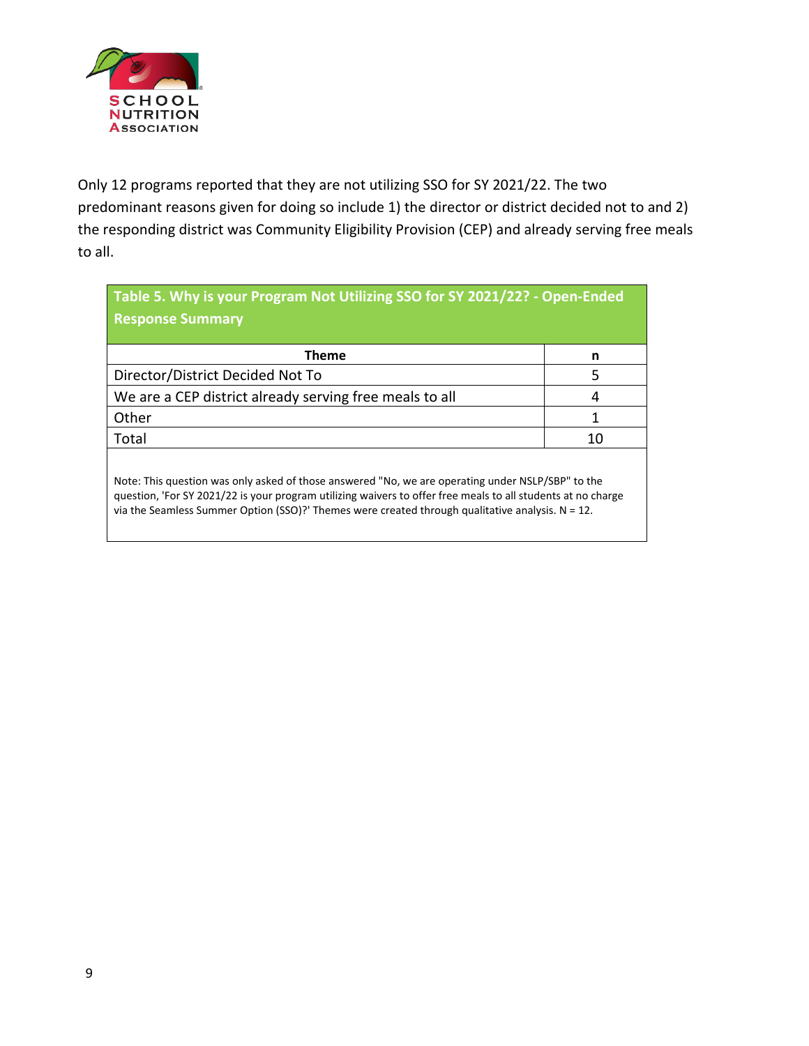Only 12 programs reported that they are not utilizing SSO for SY 2021/22. The two predominant reasons given for doing so include 1) the director or district decided not to and 2) the responding district was Community Eligibility Provision (CEP) and already serving free meals to all.

**Table 5. Why is your Program Not Utilizing SSO for SY 2021/22? - Open-Ended Response Summary**

| Theme | n |
|---|---|
| Director/District Decided Not To | 5 |
| We are a CEP district already serving free meals to all | 4 |
| Other | 1 |
| Total | 10 |

Note: This question was only asked of those answered "No, we are operating under NSLP/SBP" to the question, 'For SY 2021/22 is your program utilizing waivers to offer free meals to all students at no charge via the Seamless Summer Option (SSO)?' Themes were created through qualitative analysis. N = 12.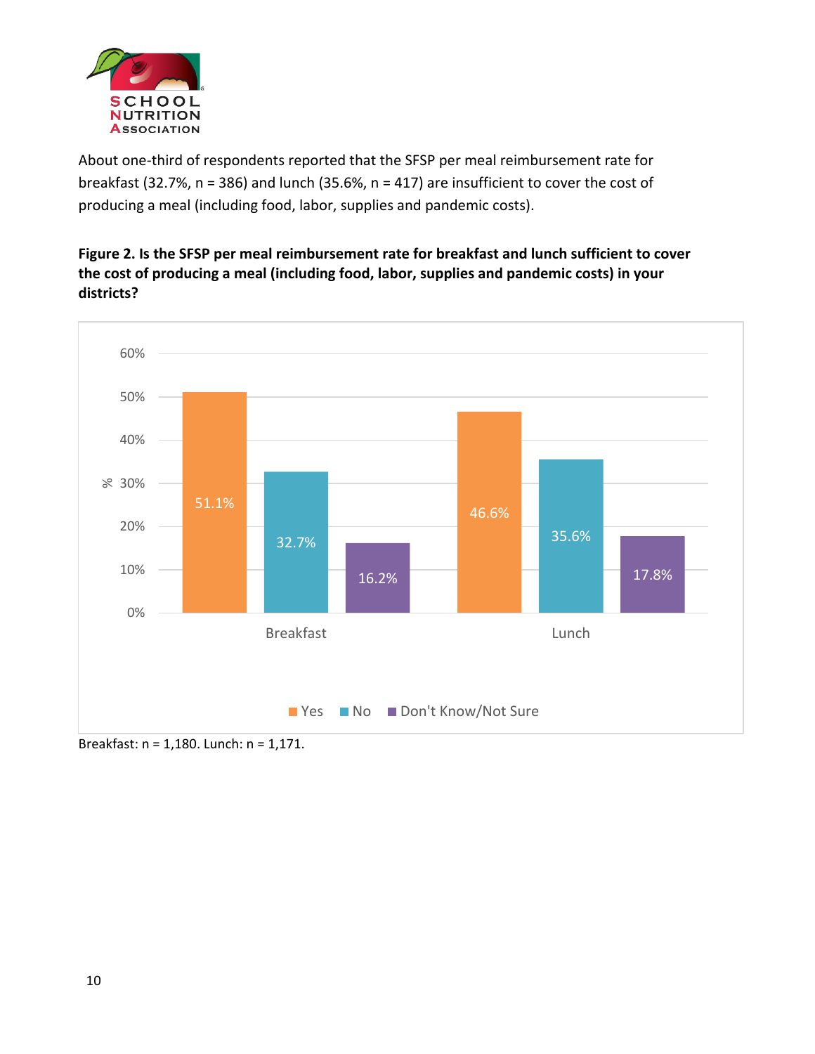About one-third of respondents reported that the SFSP per meal reimbursement rate for breakfast (32.7%, n = 386) and lunch (35.6%, n = 417) are insufficient to cover the cost of producing a meal (including food, labor, supplies and pandemic costs).

**Figure 2. Is the SFSP per meal reimbursement rate for breakfast and lunch sufficient to cover the cost of producing a meal (including food, labor, supplies and pandemic costs) in your districts?**

| | Yes | No | Don't Know/Not Sure |
|---|---|---|---|
| Breakfast | 51.1% | 32.7% | 16.2% |
| Lunch | 46.6% | 35.6% | 17.8% |

Breakfast: n = 1,180. Lunch: n = 1,171.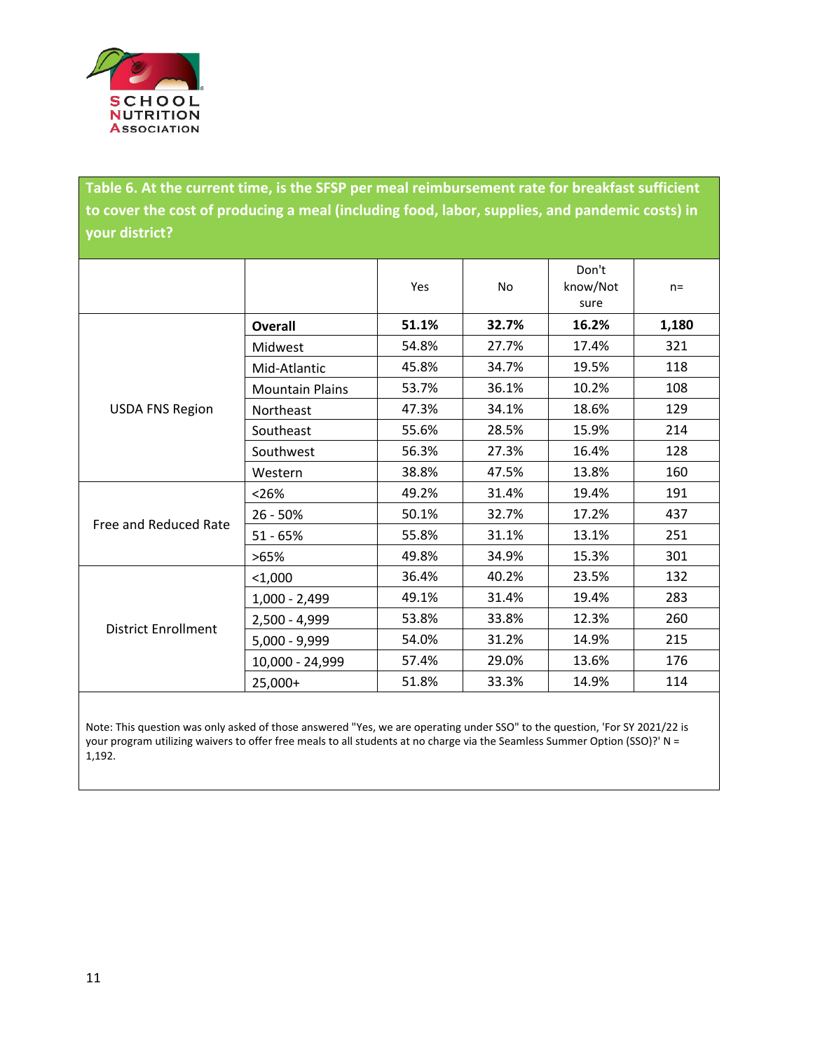**Table 6. At the current time, is the SFSP per meal reimbursement rate for breakfast sufficient to cover the cost of producing a meal (including food, labor, supplies, and pandemic costs) in your district?**

| | | Yes | No | Don't know/Not sure | n= |
|---|---|---|---|---|---|
| USDA FNS Region | **Overall** | **51.1%** | **32.7%** | **16.2%** | **1,180** |
| | Midwest | 54.8% | 27.7% | 17.4% | 321 |
| | Mid-Atlantic | 45.8% | 34.7% | 19.5% | 118 |
| | Mountain Plains | 53.7% | 36.1% | 10.2% | 108 |
| | Northeast | 47.3% | 34.1% | 18.6% | 129 |
| | Southeast | 55.6% | 28.5% | 15.9% | 214 |
| | Southwest | 56.3% | 27.3% | 16.4% | 128 |
| | Western | 38.8% | 47.5% | 13.8% | 160 |
| Free and Reduced Rate | <26% | 49.2% | 31.4% | 19.4% | 191 |
| | 26 - 50% | 50.1% | 32.7% | 17.2% | 437 |
| | 51 - 65% | 55.8% | 31.1% | 13.1% | 251 |
| | >65% | 49.8% | 34.9% | 15.3% | 301 |
| District Enrollment | <1,000 | 36.4% | 40.2% | 23.5% | 132 |
| | 1,000 - 2,499 | 49.1% | 31.4% | 19.4% | 283 |
| | 2,500 - 4,999 | 53.8% | 33.8% | 12.3% | 260 |
| | 5,000 - 9,999 | 54.0% | 31.2% | 14.9% | 215 |
| | 10,000 - 24,999 | 57.4% | 29.0% | 13.6% | 176 |
| | 25,000+ | 51.8% | 33.3% | 14.9% | 114 |

Note: This question was only asked of those answered "Yes, we are operating under SSO" to the question, 'For SY 2021/22 is your program utilizing waivers to offer free meals to all students at no charge via the Seamless Summer Option (SSO)?' N = 1,192.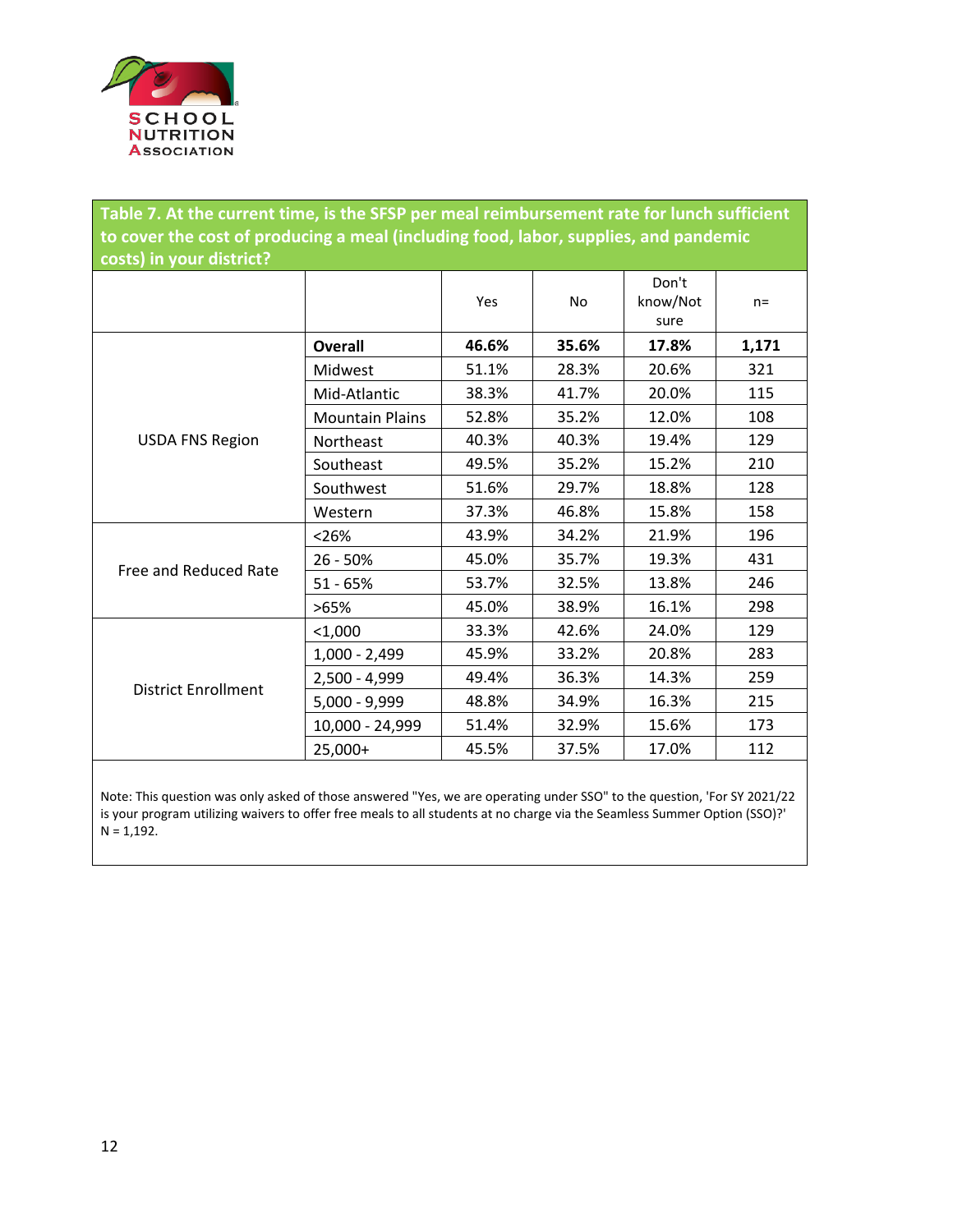**Table 7. At the current time, is the SFSP per meal reimbursement rate for lunch sufficient to cover the cost of producing a meal (including food, labor, supplies, and pandemic costs) in your district?**

| | | Yes | No | Don't know/Not sure | n= |
|---|---|---|---|---|---|
| USDA FNS Region | **Overall** | **46.6%** | **35.6%** | **17.8%** | **1,171** |
| | Midwest | 51.1% | 28.3% | 20.6% | 321 |
| | Mid-Atlantic | 38.3% | 41.7% | 20.0% | 115 |
| | Mountain Plains | 52.8% | 35.2% | 12.0% | 108 |
| | Northeast | 40.3% | 40.3% | 19.4% | 129 |
| | Southeast | 49.5% | 35.2% | 15.2% | 210 |
| | Southwest | 51.6% | 29.7% | 18.8% | 128 |
| | Western | 37.3% | 46.8% | 15.8% | 158 |
| Free and Reduced Rate | <26% | 43.9% | 34.2% | 21.9% | 196 |
| | 26 - 50% | 45.0% | 35.7% | 19.3% | 431 |
| | 51 - 65% | 53.7% | 32.5% | 13.8% | 246 |
| | >65% | 45.0% | 38.9% | 16.1% | 298 |
| District Enrollment | <1,000 | 33.3% | 42.6% | 24.0% | 129 |
| | 1,000 - 2,499 | 45.9% | 33.2% | 20.8% | 283 |
| | 2,500 - 4,999 | 49.4% | 36.3% | 14.3% | 259 |
| | 5,000 - 9,999 | 48.8% | 34.9% | 16.3% | 215 |
| | 10,000 - 24,999 | 51.4% | 32.9% | 15.6% | 173 |
| | 25,000+ | 45.5% | 37.5% | 17.0% | 112 |

Note: This question was only asked of those answered "Yes, we are operating under SSO" to the question, 'For SY 2021/22 is your program utilizing waivers to offer free meals to all students at no charge via the Seamless Summer Option (SSO)?' N = 1,192.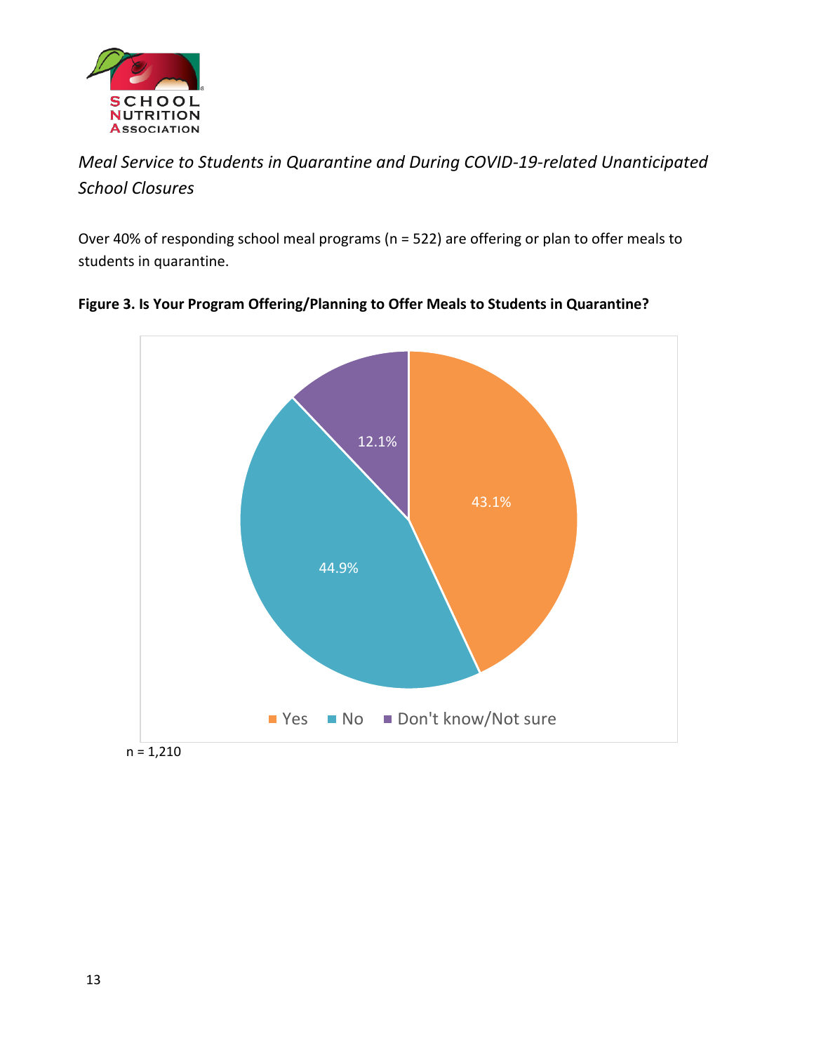*Meal Service to Students in Quarantine and During COVID-19-related Unanticipated School Closures*

Over 40% of responding school meal programs (n = 522) are offering or plan to offer meals to students in quarantine.

**Figure 3. Is Your Program Offering/Planning to Offer Meals to Students in Quarantine?**

| Response | Percent |
| --- | --- |
| Yes | 43.1% |
| No | 44.9% |
| Don't know/Not sure | 12.1% |

n = 1,210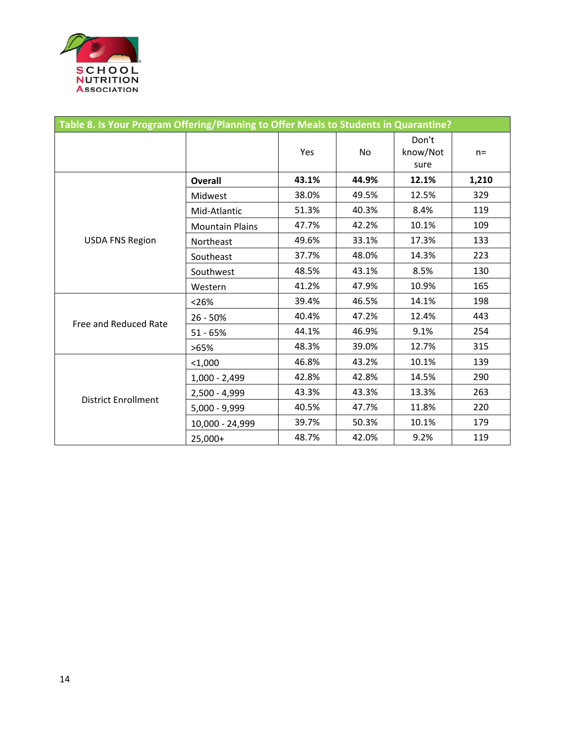| Table 8. Is Your Program Offering/Planning to Offer Meals to Students in Quarantine? | | | | | |
|---|---|---|---|---|---|
| | | Yes | No | Don't know/Not sure | n= |
| USDA FNS Region | **Overall** | **43.1%** | **44.9%** | **12.1%** | **1,210** |
| | Midwest | 38.0% | 49.5% | 12.5% | 329 |
| | Mid-Atlantic | 51.3% | 40.3% | 8.4% | 119 |
| | Mountain Plains | 47.7% | 42.2% | 10.1% | 109 |
| | Northeast | 49.6% | 33.1% | 17.3% | 133 |
| | Southeast | 37.7% | 48.0% | 14.3% | 223 |
| | Southwest | 48.5% | 43.1% | 8.5% | 130 |
| | Western | 41.2% | 47.9% | 10.9% | 165 |
| Free and Reduced Rate | <26% | 39.4% | 46.5% | 14.1% | 198 |
| | 26 - 50% | 40.4% | 47.2% | 12.4% | 443 |
| | 51 - 65% | 44.1% | 46.9% | 9.1% | 254 |
| | >65% | 48.3% | 39.0% | 12.7% | 315 |
| District Enrollment | <1,000 | 46.8% | 43.2% | 10.1% | 139 |
| | 1,000 - 2,499 | 42.8% | 42.8% | 14.5% | 290 |
| | 2,500 - 4,999 | 43.3% | 43.3% | 13.3% | 263 |
| | 5,000 - 9,999 | 40.5% | 47.7% | 11.8% | 220 |
| | 10,000 - 24,999 | 39.7% | 50.3% | 10.1% | 179 |
| | 25,000+ | 48.7% | 42.0% | 9.2% | 119 |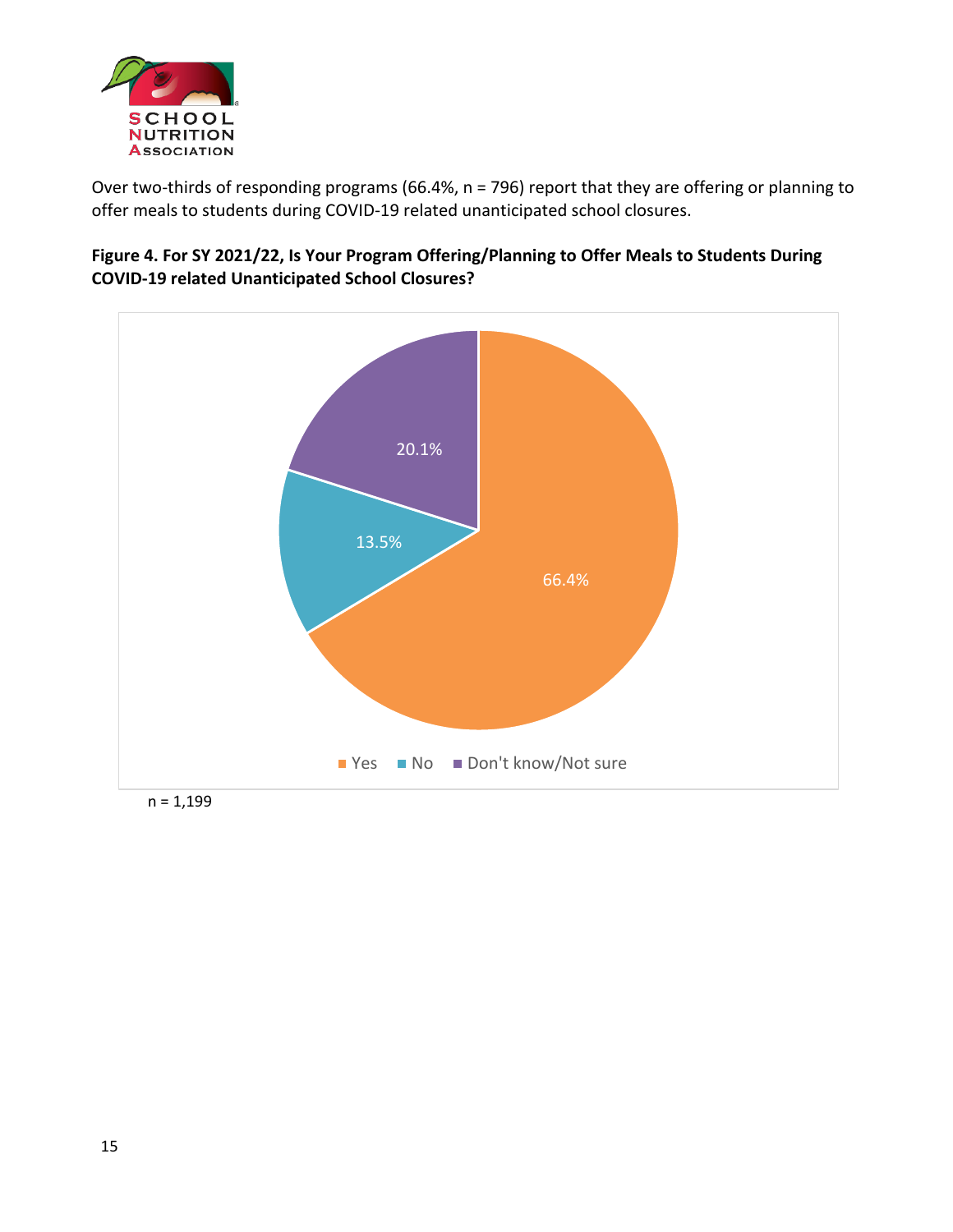Over two-thirds of responding programs (66.4%, n = 796) report that they are offering or planning to offer meals to students during COVID-19 related unanticipated school closures.

**Figure 4. For SY 2021/22, Is Your Program Offering/Planning to Offer Meals to Students During COVID-19 related Unanticipated School Closures?**

| Response | Percent |
|---|---|
| Yes | 66.4% |
| No | 13.5% |
| Don't know/Not sure | 20.1% |

n = 1,199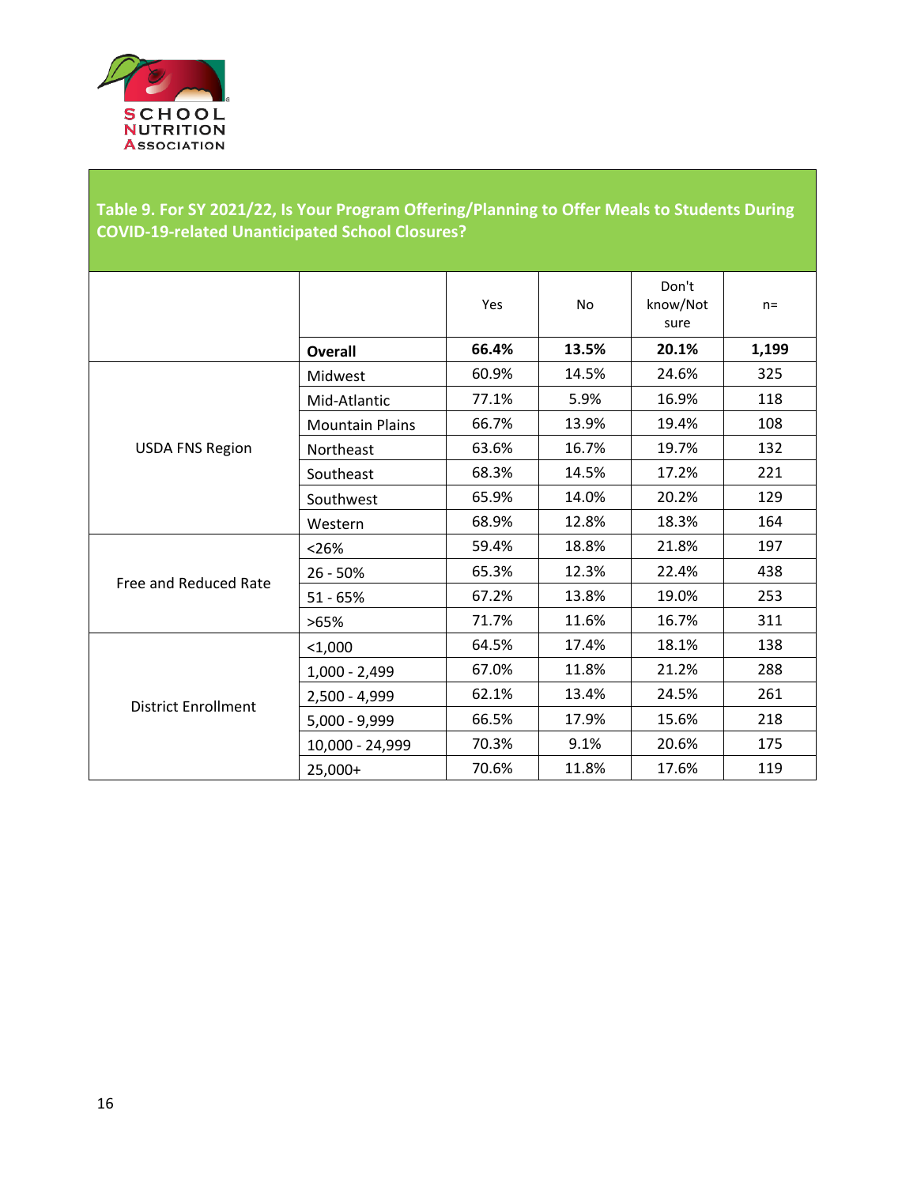**Table 9. For SY 2021/22, Is Your Program Offering/Planning to Offer Meals to Students During COVID-19-related Unanticipated School Closures?**

| | | Yes | No | Don't know/Not sure | n= |
|---|---|---|---|---|---|
| | **Overall** | **66.4%** | **13.5%** | **20.1%** | **1,199** |
| USDA FNS Region | Midwest | 60.9% | 14.5% | 24.6% | 325 |
| | Mid-Atlantic | 77.1% | 5.9% | 16.9% | 118 |
| | Mountain Plains | 66.7% | 13.9% | 19.4% | 108 |
| | Northeast | 63.6% | 16.7% | 19.7% | 132 |
| | Southeast | 68.3% | 14.5% | 17.2% | 221 |
| | Southwest | 65.9% | 14.0% | 20.2% | 129 |
| | Western | 68.9% | 12.8% | 18.3% | 164 |
| Free and Reduced Rate | <26% | 59.4% | 18.8% | 21.8% | 197 |
| | 26 - 50% | 65.3% | 12.3% | 22.4% | 438 |
| | 51 - 65% | 67.2% | 13.8% | 19.0% | 253 |
| | >65% | 71.7% | 11.6% | 16.7% | 311 |
| District Enrollment | <1,000 | 64.5% | 17.4% | 18.1% | 138 |
| | 1,000 - 2,499 | 67.0% | 11.8% | 21.2% | 288 |
| | 2,500 - 4,999 | 62.1% | 13.4% | 24.5% | 261 |
| | 5,000 - 9,999 | 66.5% | 17.9% | 15.6% | 218 |
| | 10,000 - 24,999 | 70.3% | 9.1% | 20.6% | 175 |
| | 25,000+ | 70.6% | 11.8% | 17.6% | 119 |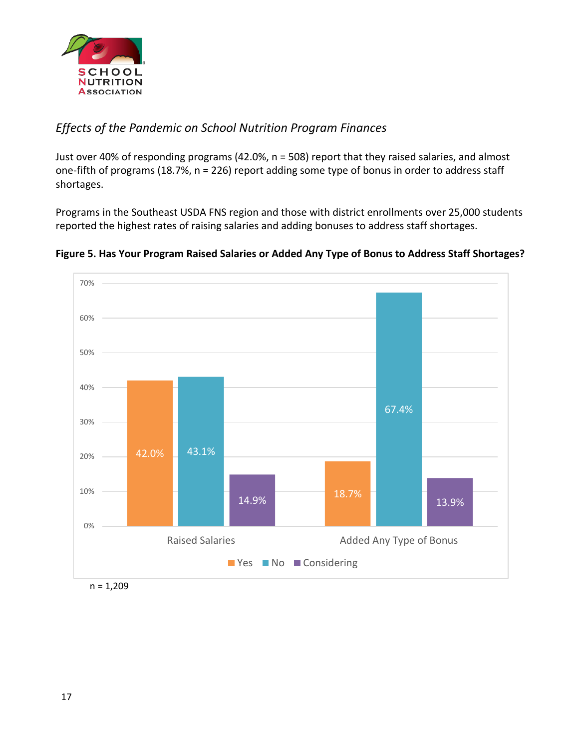*Effects of the Pandemic on School Nutrition Program Finances*

Just over 40% of responding programs (42.0%, n = 508) report that they raised salaries, and almost one-fifth of programs (18.7%, n = 226) report adding some type of bonus in order to address staff shortages.

Programs in the Southeast USDA FNS region and those with district enrollments over 25,000 students reported the highest rates of raising salaries and adding bonuses to address staff shortages.

**Figure 5. Has Your Program Raised Salaries or Added Any Type of Bonus to Address Staff Shortages?**

| | Yes | No | Considering |
|---|---|---|---|
| Raised Salaries | 42.0% | 43.1% | 14.9% |
| Added Any Type of Bonus | 18.7% | 67.4% | 13.9% |

n = 1,209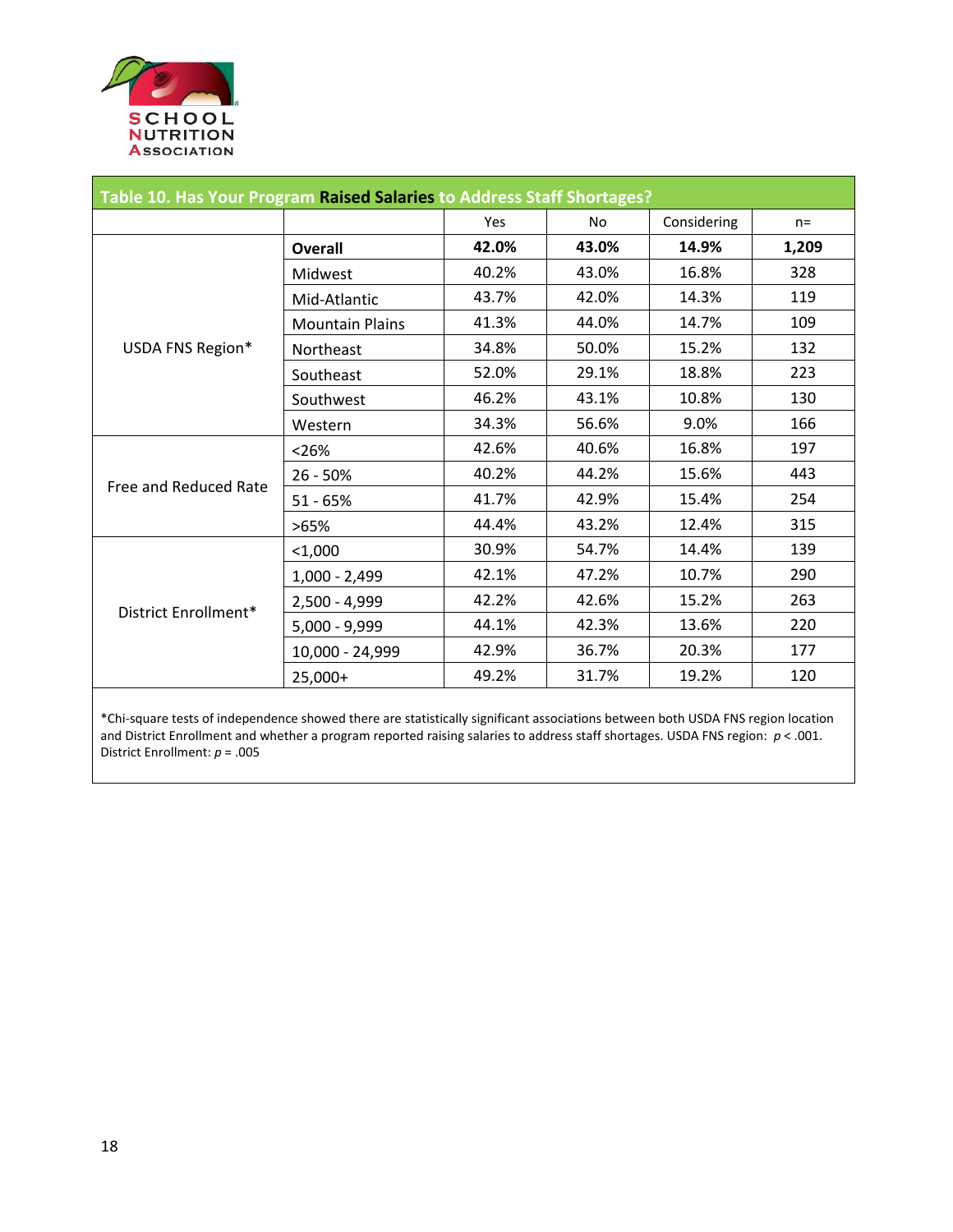**Table 10. Has Your Program Raised Salaries to Address Staff Shortages?**

| | | Yes | No | Considering | n= |
|---|---|---|---|---|---|
| | **Overall** | **42.0%** | **43.0%** | **14.9%** | **1,209** |
| USDA FNS Region* | Midwest | 40.2% | 43.0% | 16.8% | 328 |
| | Mid-Atlantic | 43.7% | 42.0% | 14.3% | 119 |
| | Mountain Plains | 41.3% | 44.0% | 14.7% | 109 |
| | Northeast | 34.8% | 50.0% | 15.2% | 132 |
| | Southeast | 52.0% | 29.1% | 18.8% | 223 |
| | Southwest | 46.2% | 43.1% | 10.8% | 130 |
| | Western | 34.3% | 56.6% | 9.0% | 166 |
| Free and Reduced Rate | <26% | 42.6% | 40.6% | 16.8% | 197 |
| | 26 - 50% | 40.2% | 44.2% | 15.6% | 443 |
| | 51 - 65% | 41.7% | 42.9% | 15.4% | 254 |
| | >65% | 44.4% | 43.2% | 12.4% | 315 |
| District Enrollment* | <1,000 | 30.9% | 54.7% | 14.4% | 139 |
| | 1,000 - 2,499 | 42.1% | 47.2% | 10.7% | 290 |
| | 2,500 - 4,999 | 42.2% | 42.6% | 15.2% | 263 |
| | 5,000 - 9,999 | 44.1% | 42.3% | 13.6% | 220 |
| | 10,000 - 24,999 | 42.9% | 36.7% | 20.3% | 177 |
| | 25,000+ | 49.2% | 31.7% | 19.2% | 120 |

*Chi-square tests of independence showed there are statistically significant associations between both USDA FNS region location and District Enrollment and whether a program reported raising salaries to address staff shortages. USDA FNS region: $p < .001$. District Enrollment: $p = .005$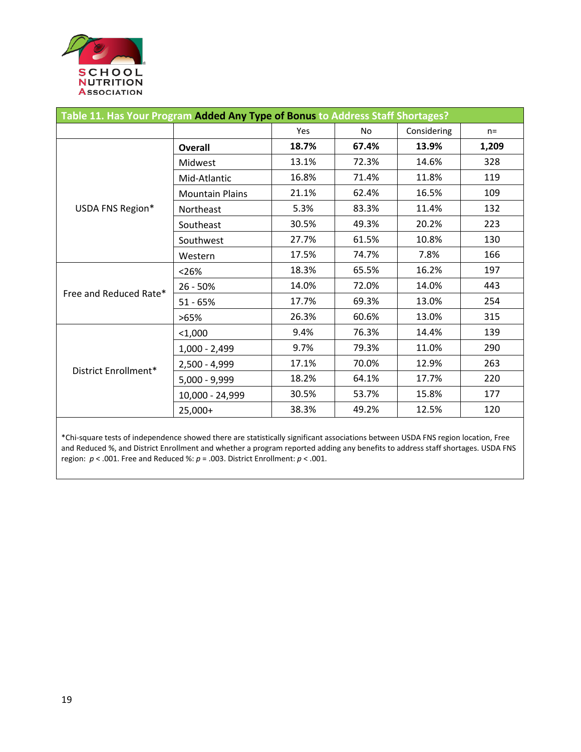| Table 11. Has Your Program **Added Any Type of Bonus** to Address Staff Shortages? | | | | | |
|---|---|---|---|---|---|
| | | Yes | No | Considering | n= |
| | **Overall** | **18.7%** | **67.4%** | **13.9%** | **1,209** |
| USDA FNS Region* | Midwest | 13.1% | 72.3% | 14.6% | 328 |
| | Mid-Atlantic | 16.8% | 71.4% | 11.8% | 119 |
| | Mountain Plains | 21.1% | 62.4% | 16.5% | 109 |
| | Northeast | 5.3% | 83.3% | 11.4% | 132 |
| | Southeast | 30.5% | 49.3% | 20.2% | 223 |
| | Southwest | 27.7% | 61.5% | 10.8% | 130 |
| | Western | 17.5% | 74.7% | 7.8% | 166 |
| Free and Reduced Rate* | <26% | 18.3% | 65.5% | 16.2% | 197 |
| | 26 - 50% | 14.0% | 72.0% | 14.0% | 443 |
| | 51 - 65% | 17.7% | 69.3% | 13.0% | 254 |
| | >65% | 26.3% | 60.6% | 13.0% | 315 |
| District Enrollment* | <1,000 | 9.4% | 76.3% | 14.4% | 139 |
| | 1,000 - 2,499 | 9.7% | 79.3% | 11.0% | 290 |
| | 2,500 - 4,999 | 17.1% | 70.0% | 12.9% | 263 |
| | 5,000 - 9,999 | 18.2% | 64.1% | 17.7% | 220 |
| | 10,000 - 24,999 | 30.5% | 53.7% | 15.8% | 177 |
| | 25,000+ | 38.3% | 49.2% | 12.5% | 120 |

*Chi-square tests of independence showed there are statistically significant associations between USDA FNS region location, Free and Reduced %, and District Enrollment and whether a program reported adding any benefits to address staff shortages. USDA FNS region: $p < .001$. Free and Reduced %: $p = .003$. District Enrollment: $p < .001$.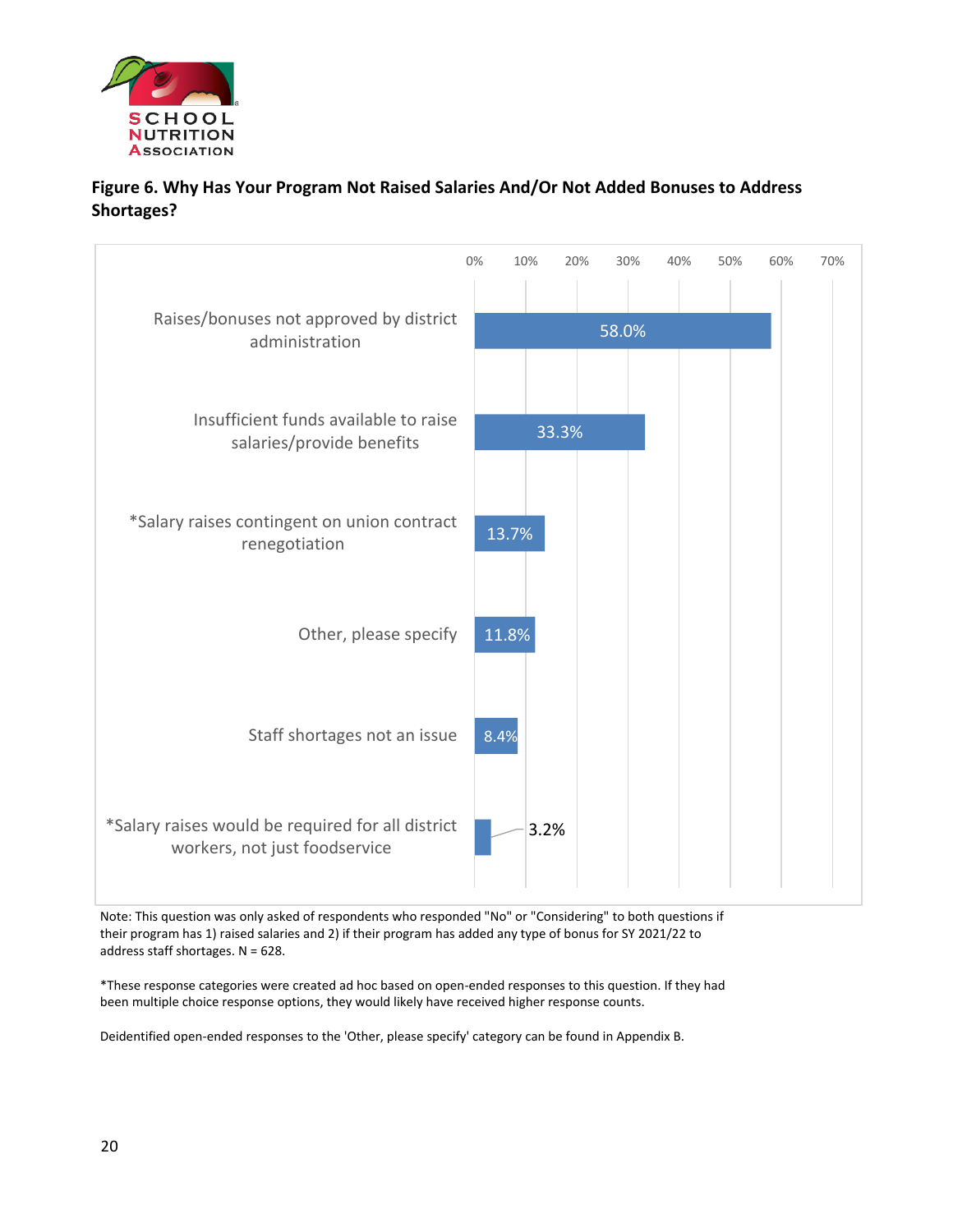**Figure 6. Why Has Your Program Not Raised Salaries And/Or Not Added Bonuses to Address Shortages?**

| Response | Percent |
|---|---|
| Raises/bonuses not approved by district administration | 58.0% |
| Insufficient funds available to raise salaries/provide benefits | 33.3% |
| *Salary raises contingent on union contract renegotiation | 13.7% |
| Other, please specify | 11.8% |
| Staff shortages not an issue | 8.4% |
| *Salary raises would be required for all district workers, not just foodservice | 3.2% |

Note: This question was only asked of respondents who responded "No" or "Considering" to both questions if their program has 1) raised salaries and 2) if their program has added any type of bonus for SY 2021/22 to address staff shortages. N = 628.

*These response categories were created ad hoc based on open-ended responses to this question. If they had been multiple choice response options, they would likely have received higher response counts.

Deidentified open-ended responses to the 'Other, please specify' category can be found in Appendix B.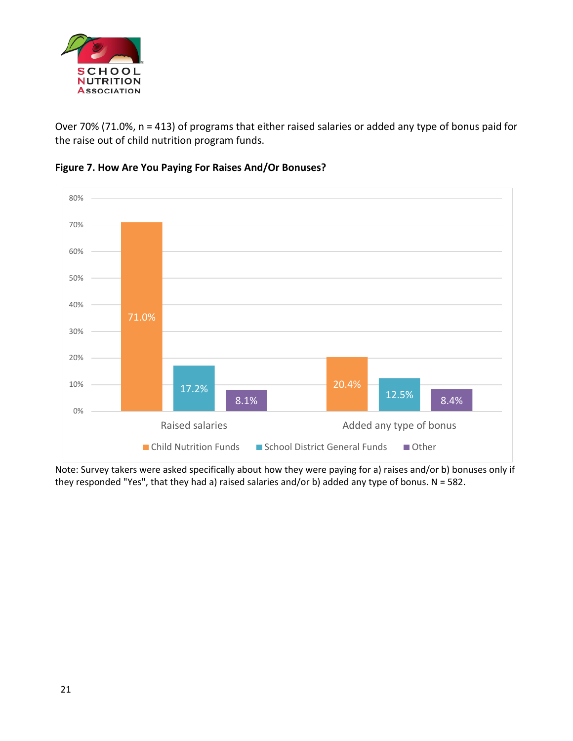Over 70% (71.0%, n = 413) of programs that either raised salaries or added any type of bonus paid for the raise out of child nutrition program funds.

**Figure 7. How Are You Paying For Raises And/Or Bonuses?**

| | Child Nutrition Funds | School District General Funds | Other |
|---|---|---|---|
| Raised salaries | 71.0% | 17.2% | 8.1% |
| Added any type of bonus | 20.4% | 12.5% | 8.4% |

Note: Survey takers were asked specifically about how they were paying for a) raises and/or b) bonuses only if they responded "Yes", that they had a) raised salaries and/or b) added any type of bonus. N = 582.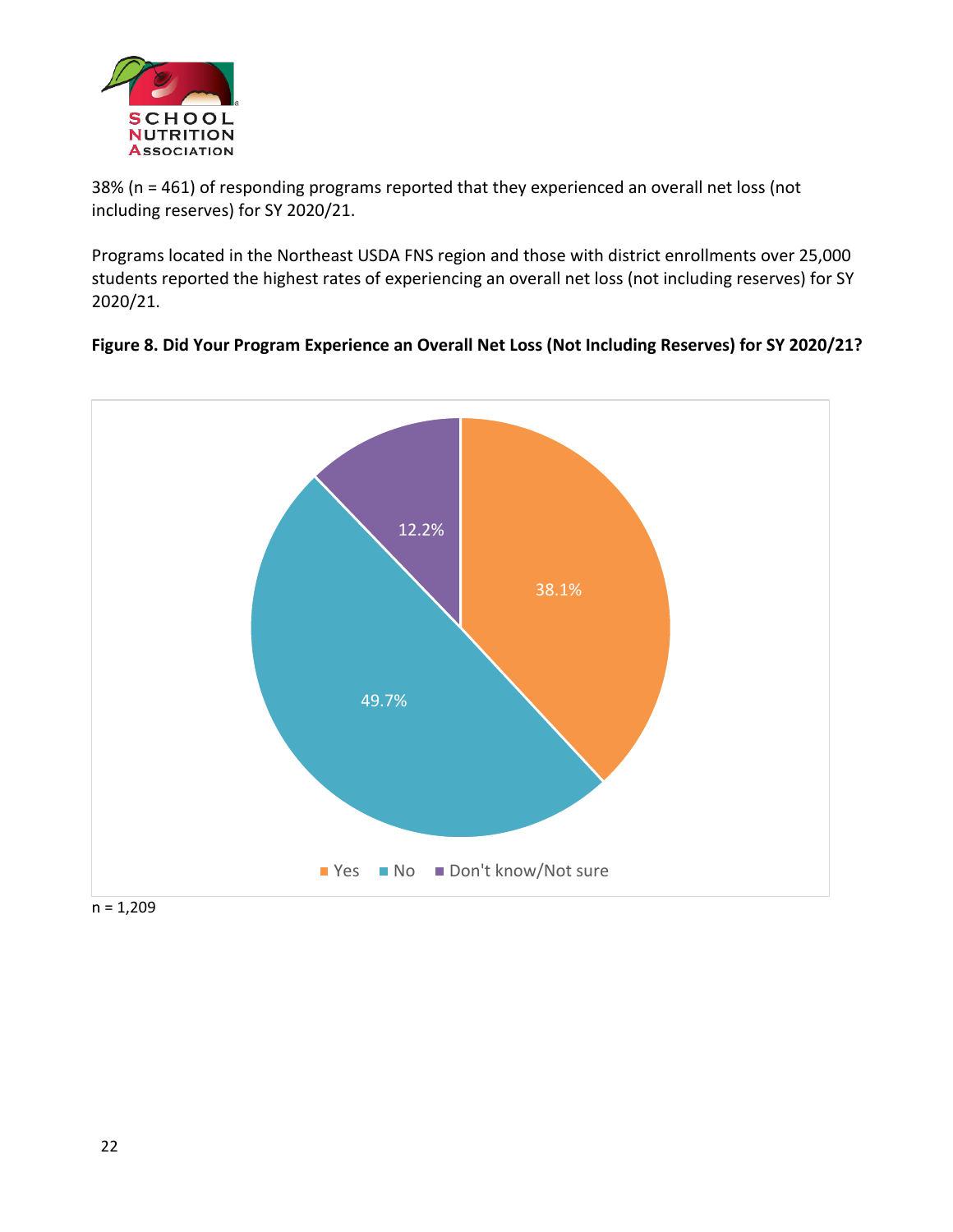38% (n = 461) of responding programs reported that they experienced an overall net loss (not including reserves) for SY 2020/21.

Programs located in the Northeast USDA FNS region and those with district enrollments over 25,000 students reported the highest rates of experiencing an overall net loss (not including reserves) for SY 2020/21.

**Figure 8. Did Your Program Experience an Overall Net Loss (Not Including Reserves) for SY 2020/21?**

| Response | Percent |
|---|---|
| Yes | 38.1% |
| No | 49.7% |
| Don't know/Not sure | 12.2% |

n = 1,209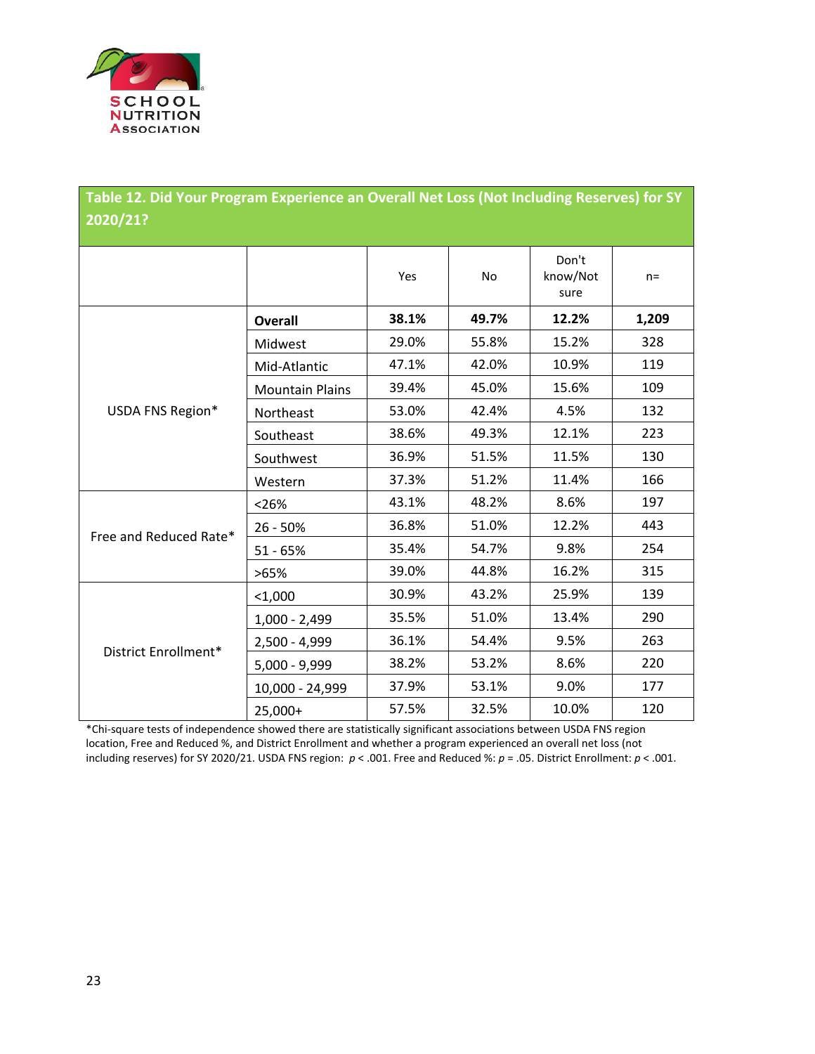## Table 12. Did Your Program Experience an Overall Net Loss (Not Including Reserves) for SY 2020/21?

| | | Yes | No | Don't know/Not sure | n= |
|---|---|---|---|---|---|
| | **Overall** | **38.1%** | **49.7%** | **12.2%** | **1,209** |
| USDA FNS Region* | Midwest | 29.0% | 55.8% | 15.2% | 328 |
| | Mid-Atlantic | 47.1% | 42.0% | 10.9% | 119 |
| | Mountain Plains | 39.4% | 45.0% | 15.6% | 109 |
| | Northeast | 53.0% | 42.4% | 4.5% | 132 |
| | Southeast | 38.6% | 49.3% | 12.1% | 223 |
| | Southwest | 36.9% | 51.5% | 11.5% | 130 |
| | Western | 37.3% | 51.2% | 11.4% | 166 |
| Free and Reduced Rate* | <26% | 43.1% | 48.2% | 8.6% | 197 |
| | 26 - 50% | 36.8% | 51.0% | 12.2% | 443 |
| | 51 - 65% | 35.4% | 54.7% | 9.8% | 254 |
| | >65% | 39.0% | 44.8% | 16.2% | 315 |
| District Enrollment* | <1,000 | 30.9% | 43.2% | 25.9% | 139 |
| | 1,000 - 2,499 | 35.5% | 51.0% | 13.4% | 290 |
| | 2,500 - 4,999 | 36.1% | 54.4% | 9.5% | 263 |
| | 5,000 - 9,999 | 38.2% | 53.2% | 8.6% | 220 |
| | 10,000 - 24,999 | 37.9% | 53.1% | 9.0% | 177 |
| | 25,000+ | 57.5% | 32.5% | 10.0% | 120 |

*Chi-square tests of independence showed there are statistically significant associations between USDA FNS region location, Free and Reduced %, and District Enrollment and whether a program experienced an overall net loss (not including reserves) for SY 2020/21. USDA FNS region: $p < .001$. Free and Reduced %: $p = .05$. District Enrollment: $p < .001$.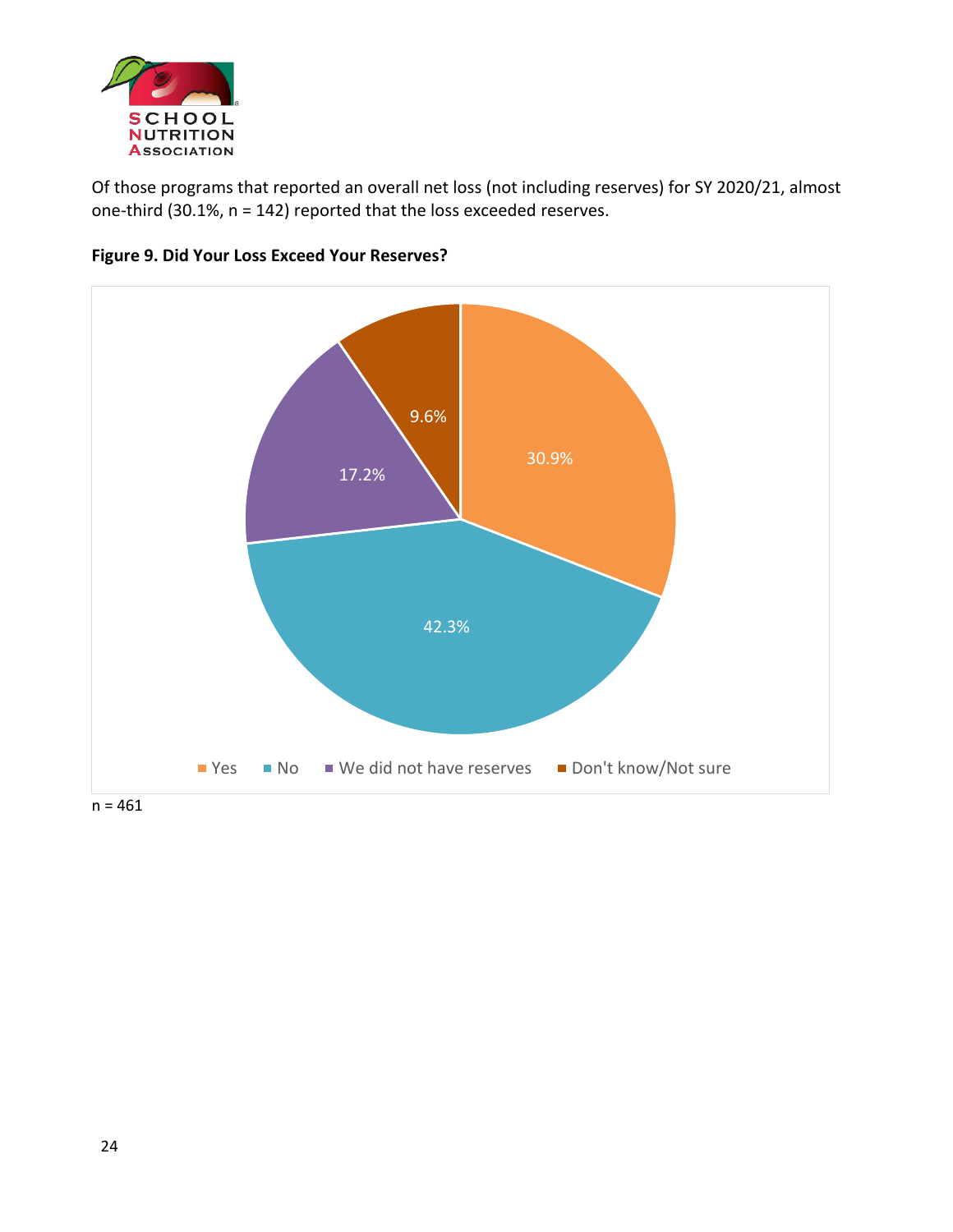Of those programs that reported an overall net loss (not including reserves) for SY 2020/21, almost one-third (30.1%, n = 142) reported that the loss exceeded reserves.

**Figure 9. Did Your Loss Exceed Your Reserves?**

| Response | Percent |
|---|---|
| Yes | 30.9% |
| No | 42.3% |
| We did not have reserves | 17.2% |
| Don't know/Not sure | 9.6% |

n = 461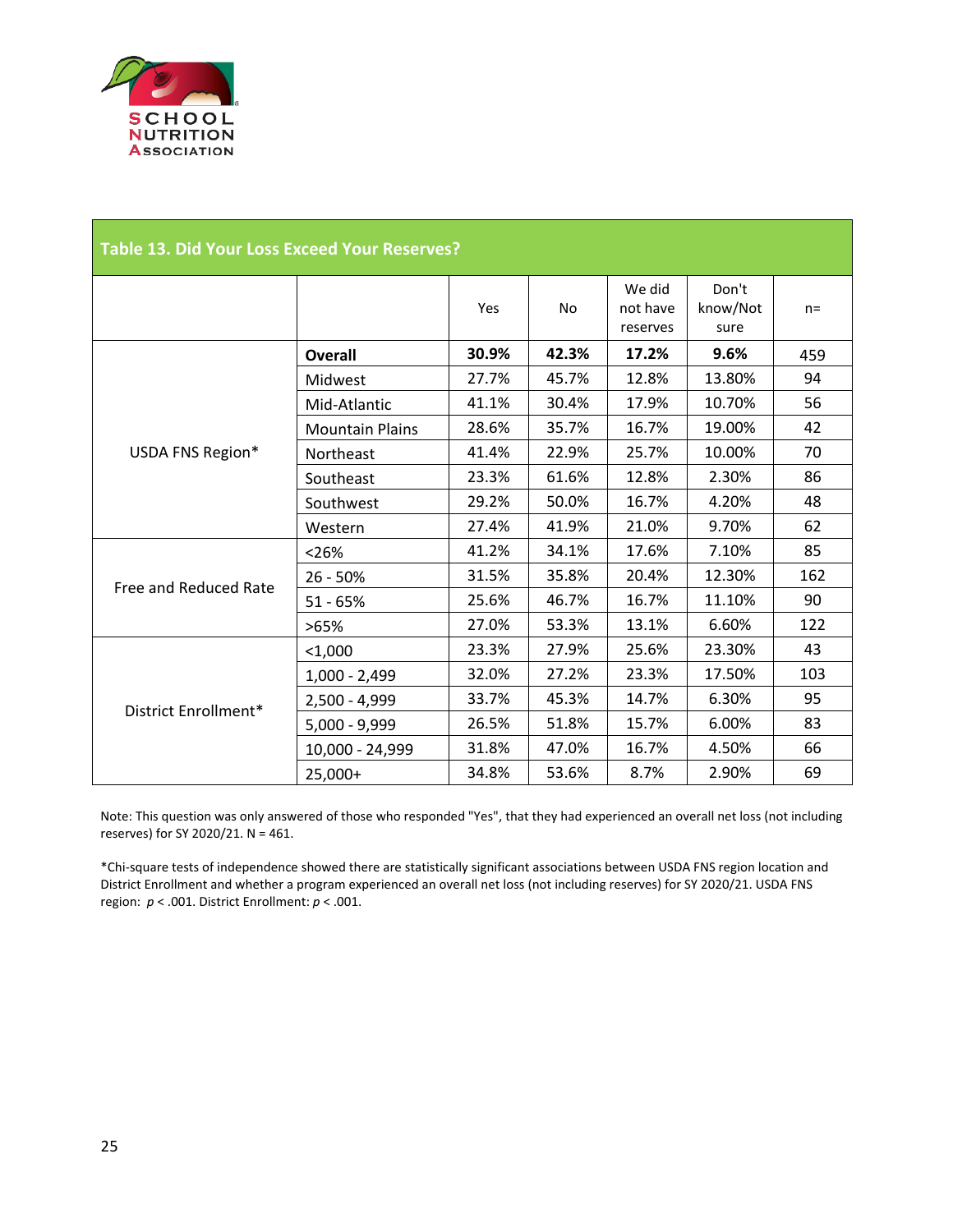## Table 13. Did Your Loss Exceed Your Reserves?

| | | Yes | No | We did not have reserves | Don't know/Not sure | n= |
|---|---|---|---|---|---|---|
| USDA FNS Region* | **Overall** | **30.9%** | **42.3%** | **17.2%** | **9.6%** | 459 |
| | Midwest | 27.7% | 45.7% | 12.8% | 13.80% | 94 |
| | Mid-Atlantic | 41.1% | 30.4% | 17.9% | 10.70% | 56 |
| | Mountain Plains | 28.6% | 35.7% | 16.7% | 19.00% | 42 |
| | Northeast | 41.4% | 22.9% | 25.7% | 10.00% | 70 |
| | Southeast | 23.3% | 61.6% | 12.8% | 2.30% | 86 |
| | Southwest | 29.2% | 50.0% | 16.7% | 4.20% | 48 |
| | Western | 27.4% | 41.9% | 21.0% | 9.70% | 62 |
| Free and Reduced Rate | <26% | 41.2% | 34.1% | 17.6% | 7.10% | 85 |
| | 26 - 50% | 31.5% | 35.8% | 20.4% | 12.30% | 162 |
| | 51 - 65% | 25.6% | 46.7% | 16.7% | 11.10% | 90 |
| | >65% | 27.0% | 53.3% | 13.1% | 6.60% | 122 |
| District Enrollment* | <1,000 | 23.3% | 27.9% | 25.6% | 23.30% | 43 |
| | 1,000 - 2,499 | 32.0% | 27.2% | 23.3% | 17.50% | 103 |
| | 2,500 - 4,999 | 33.7% | 45.3% | 14.7% | 6.30% | 95 |
| | 5,000 - 9,999 | 26.5% | 51.8% | 15.7% | 6.00% | 83 |
| | 10,000 - 24,999 | 31.8% | 47.0% | 16.7% | 4.50% | 66 |
| | 25,000+ | 34.8% | 53.6% | 8.7% | 2.90% | 69 |

Note: This question was only answered of those who responded "Yes", that they had experienced an overall net loss (not including reserves) for SY 2020/21. N = 461.

*Chi-square tests of independence showed there are statistically significant associations between USDA FNS region location and District Enrollment and whether a program experienced an overall net loss (not including reserves) for SY 2020/21. USDA FNS region: $p < .001$. District Enrollment: $p < .001$.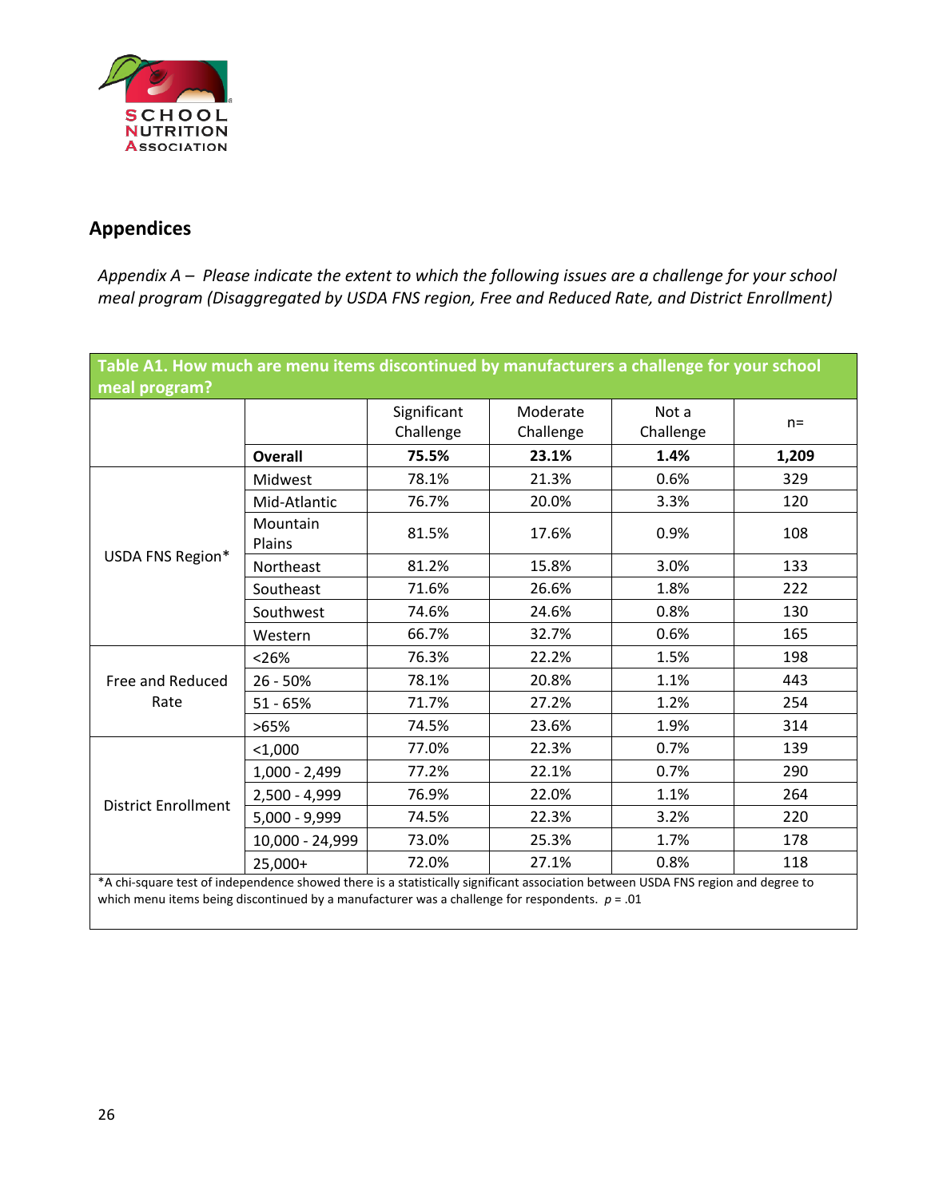## Appendices

*Appendix A – Please indicate the extent to which the following issues are a challenge for your school meal program (Disaggregated by USDA FNS region, Free and Reduced Rate, and District Enrollment)*

**Table A1. How much are menu items discontinued by manufacturers a challenge for your school meal program?**

| | | Significant Challenge | Moderate Challenge | Not a Challenge | n= |
|---|---|---|---|---|---|
| | **Overall** | **75.5%** | **23.1%** | **1.4%** | **1,209** |
| USDA FNS Region* | Midwest | 78.1% | 21.3% | 0.6% | 329 |
| | Mid-Atlantic | 76.7% | 20.0% | 3.3% | 120 |
| | Mountain Plains | 81.5% | 17.6% | 0.9% | 108 |
| | Northeast | 81.2% | 15.8% | 3.0% | 133 |
| | Southeast | 71.6% | 26.6% | 1.8% | 222 |
| | Southwest | 74.6% | 24.6% | 0.8% | 130 |
| | Western | 66.7% | 32.7% | 0.6% | 165 |
| Free and Reduced Rate | <26% | 76.3% | 22.2% | 1.5% | 198 |
| | 26 - 50% | 78.1% | 20.8% | 1.1% | 443 |
| | 51 - 65% | 71.7% | 27.2% | 1.2% | 254 |
| | >65% | 74.5% | 23.6% | 1.9% | 314 |
| District Enrollment | <1,000 | 77.0% | 22.3% | 0.7% | 139 |
| | 1,000 - 2,499 | 77.2% | 22.1% | 0.7% | 290 |
| | 2,500 - 4,999 | 76.9% | 22.0% | 1.1% | 264 |
| | 5,000 - 9,999 | 74.5% | 22.3% | 3.2% | 220 |
| | 10,000 - 24,999 | 73.0% | 25.3% | 1.7% | 178 |
| | 25,000+ | 72.0% | 27.1% | 0.8% | 118 |

*A chi-square test of independence showed there is a statistically significant association between USDA FNS region and degree to which menu items being discontinued by a manufacturer was a challenge for respondents. $p = .01$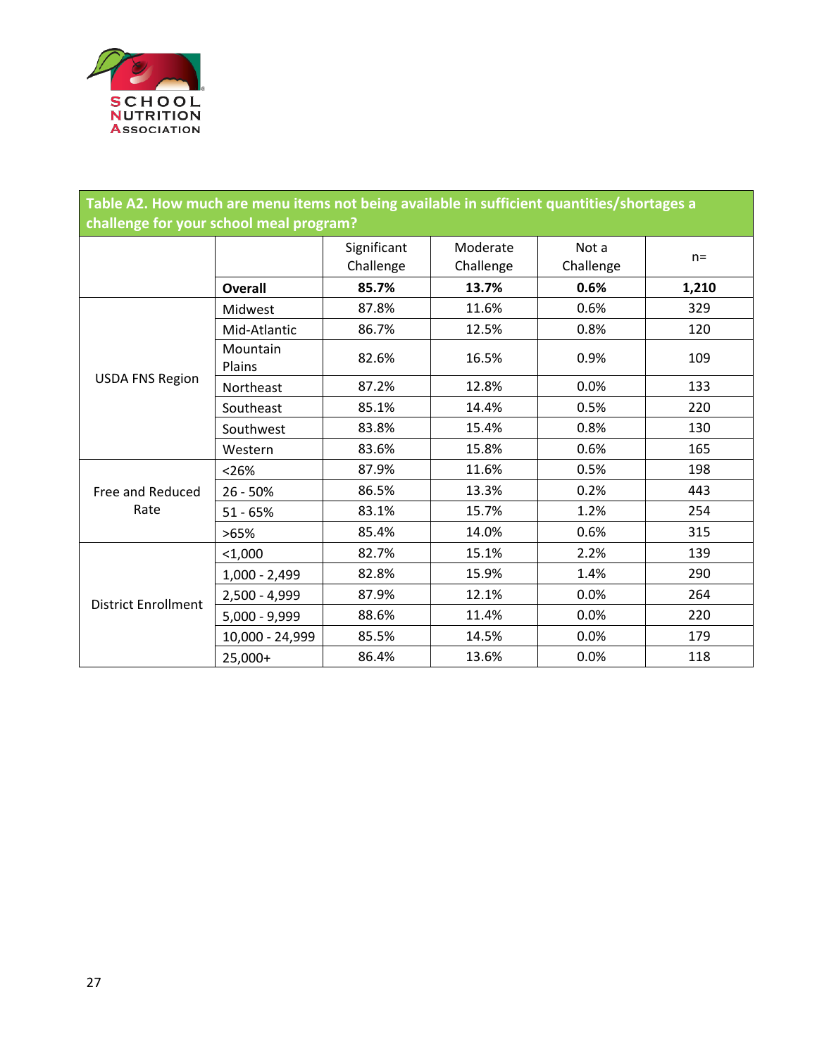| Table A2. How much are menu items not being available in sufficient quantities/shortages a challenge for your school meal program? | | | | | |
|---|---|---|---|---|---|
| | | Significant Challenge | Moderate Challenge | Not a Challenge | n= |
| | **Overall** | **85.7%** | **13.7%** | **0.6%** | **1,210** |
| USDA FNS Region | Midwest | 87.8% | 11.6% | 0.6% | 329 |
| | Mid-Atlantic | 86.7% | 12.5% | 0.8% | 120 |
| | Mountain Plains | 82.6% | 16.5% | 0.9% | 109 |
| | Northeast | 87.2% | 12.8% | 0.0% | 133 |
| | Southeast | 85.1% | 14.4% | 0.5% | 220 |
| | Southwest | 83.8% | 15.4% | 0.8% | 130 |
| | Western | 83.6% | 15.8% | 0.6% | 165 |
| Free and Reduced Rate | <26% | 87.9% | 11.6% | 0.5% | 198 |
| | 26 - 50% | 86.5% | 13.3% | 0.2% | 443 |
| | 51 - 65% | 83.1% | 15.7% | 1.2% | 254 |
| | >65% | 85.4% | 14.0% | 0.6% | 315 |
| District Enrollment | <1,000 | 82.7% | 15.1% | 2.2% | 139 |
| | 1,000 - 2,499 | 82.8% | 15.9% | 1.4% | 290 |
| | 2,500 - 4,999 | 87.9% | 12.1% | 0.0% | 264 |
| | 5,000 - 9,999 | 88.6% | 11.4% | 0.0% | 220 |
| | 10,000 - 24,999 | 85.5% | 14.5% | 0.0% | 179 |
| | 25,000+ | 86.4% | 13.6% | 0.0% | 118 |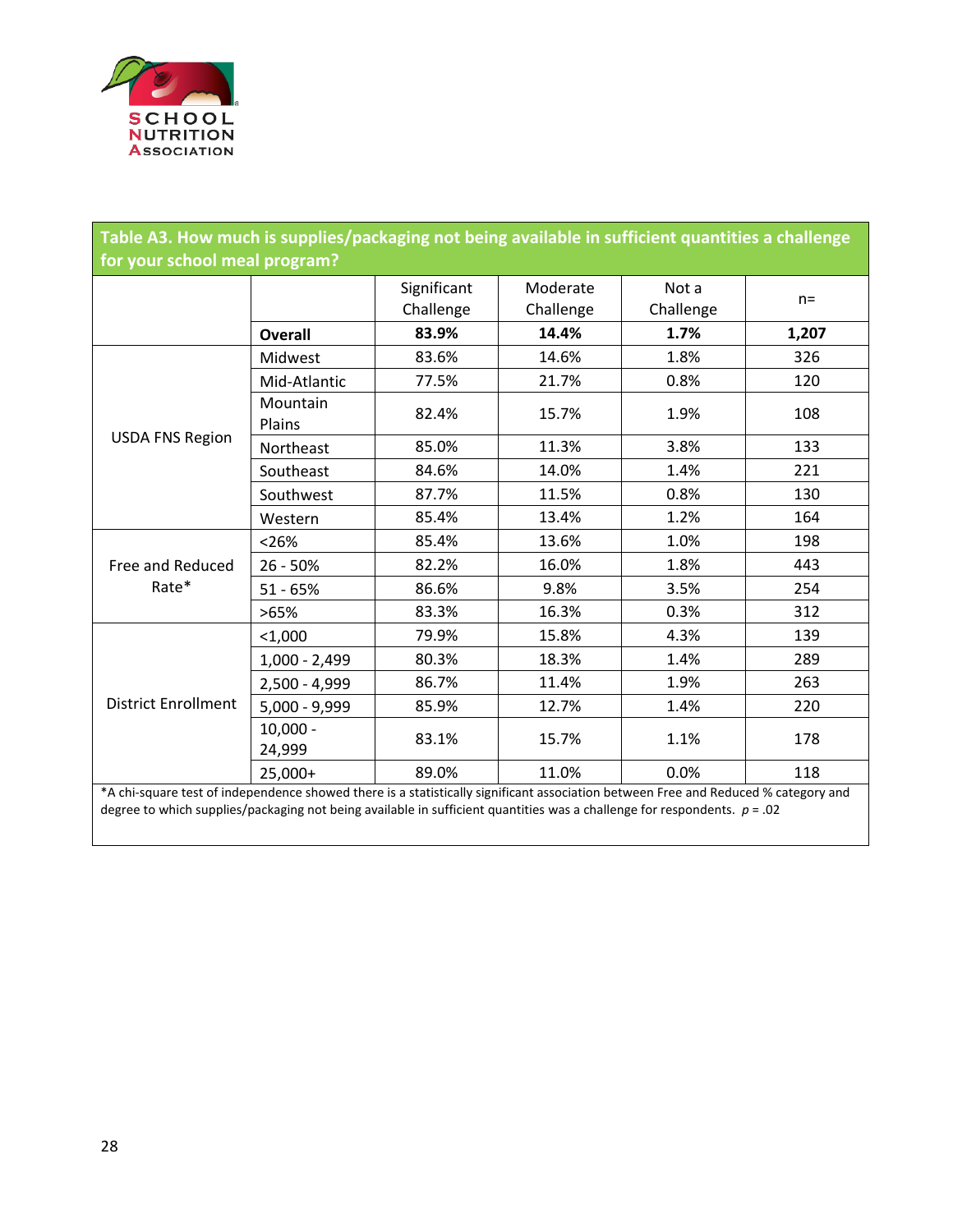**Table A3. How much is supplies/packaging not being available in sufficient quantities a challenge for your school meal program?**

| | | Significant Challenge | Moderate Challenge | Not a Challenge | n= |
|---|---|---|---|---|---|
| | **Overall** | **83.9%** | **14.4%** | **1.7%** | **1,207** |
| USDA FNS Region | Midwest | 83.6% | 14.6% | 1.8% | 326 |
| | Mid-Atlantic | 77.5% | 21.7% | 0.8% | 120 |
| | Mountain Plains | 82.4% | 15.7% | 1.9% | 108 |
| | Northeast | 85.0% | 11.3% | 3.8% | 133 |
| | Southeast | 84.6% | 14.0% | 1.4% | 221 |
| | Southwest | 87.7% | 11.5% | 0.8% | 130 |
| | Western | 85.4% | 13.4% | 1.2% | 164 |
| Free and Reduced Rate* | <26% | 85.4% | 13.6% | 1.0% | 198 |
| | 26 - 50% | 82.2% | 16.0% | 1.8% | 443 |
| | 51 - 65% | 86.6% | 9.8% | 3.5% | 254 |
| | >65% | 83.3% | 16.3% | 0.3% | 312 |
| District Enrollment | <1,000 | 79.9% | 15.8% | 4.3% | 139 |
| | 1,000 - 2,499 | 80.3% | 18.3% | 1.4% | 289 |
| | 2,500 - 4,999 | 86.7% | 11.4% | 1.9% | 263 |
| | 5,000 - 9,999 | 85.9% | 12.7% | 1.4% | 220 |
| | 10,000 - 24,999 | 83.1% | 15.7% | 1.1% | 178 |
| | 25,000+ | 89.0% | 11.0% | 0.0% | 118 |

*A chi-square test of independence showed there is a statistically significant association between Free and Reduced % category and degree to which supplies/packaging not being available in sufficient quantities was a challenge for respondents. $p = .02$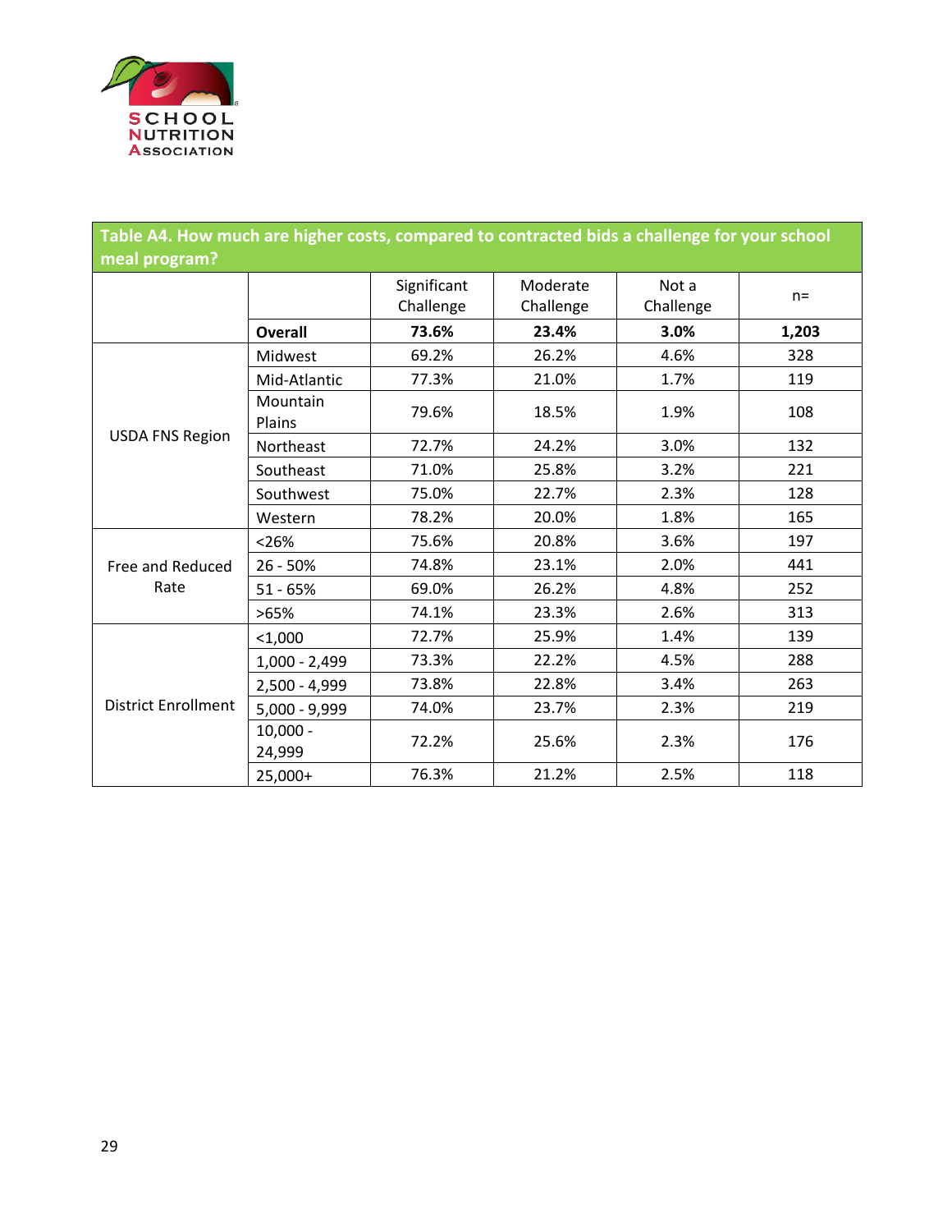**Table A4. How much are higher costs, compared to contracted bids a challenge for your school meal program?**

| | | Significant Challenge | Moderate Challenge | Not a Challenge | n= |
|---|---|---|---|---|---|
| | **Overall** | **73.6%** | **23.4%** | **3.0%** | **1,203** |
| USDA FNS Region | Midwest | 69.2% | 26.2% | 4.6% | 328 |
| | Mid-Atlantic | 77.3% | 21.0% | 1.7% | 119 |
| | Mountain Plains | 79.6% | 18.5% | 1.9% | 108 |
| | Northeast | 72.7% | 24.2% | 3.0% | 132 |
| | Southeast | 71.0% | 25.8% | 3.2% | 221 |
| | Southwest | 75.0% | 22.7% | 2.3% | 128 |
| | Western | 78.2% | 20.0% | 1.8% | 165 |
| Free and Reduced Rate | <26% | 75.6% | 20.8% | 3.6% | 197 |
| | 26 - 50% | 74.8% | 23.1% | 2.0% | 441 |
| | 51 - 65% | 69.0% | 26.2% | 4.8% | 252 |
| | >65% | 74.1% | 23.3% | 2.6% | 313 |
| District Enrollment | <1,000 | 72.7% | 25.9% | 1.4% | 139 |
| | 1,000 - 2,499 | 73.3% | 22.2% | 4.5% | 288 |
| | 2,500 - 4,999 | 73.8% | 22.8% | 3.4% | 263 |
| | 5,000 - 9,999 | 74.0% | 23.7% | 2.3% | 219 |
| | 10,000 - 24,999 | 72.2% | 25.6% | 2.3% | 176 |
| | 25,000+ | 76.3% | 21.2% | 2.5% | 118 |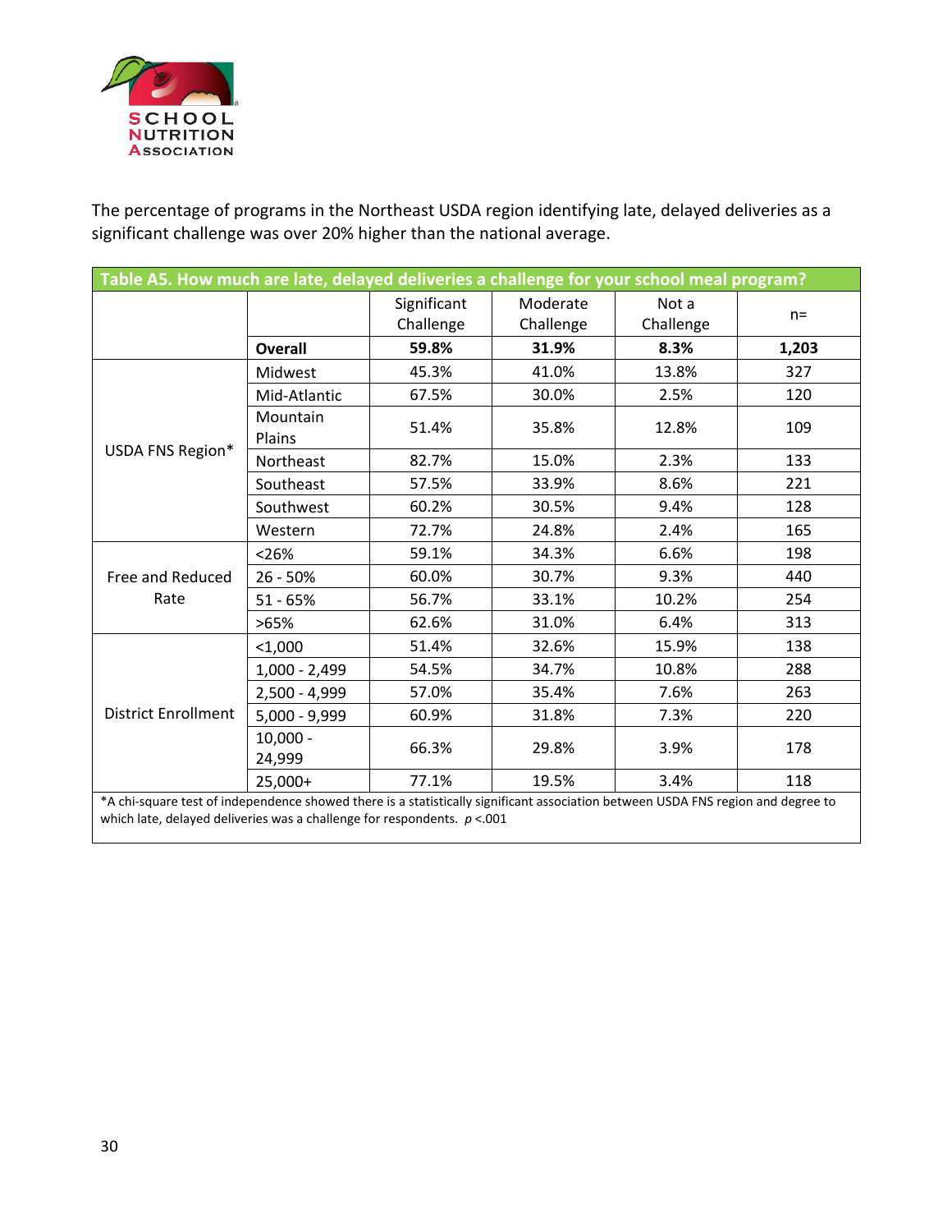The percentage of programs in the Northeast USDA region identifying late, delayed deliveries as a significant challenge was over 20% higher than the national average.

**Table A5. How much are late, delayed deliveries a challenge for your school meal program?**

| | | Significant Challenge | Moderate Challenge | Not a Challenge | n= |
|---|---|---|---|---|---|
| | **Overall** | **59.8%** | **31.9%** | **8.3%** | **1,203** |
| USDA FNS Region* | Midwest | 45.3% | 41.0% | 13.8% | 327 |
| | Mid-Atlantic | 67.5% | 30.0% | 2.5% | 120 |
| | Mountain Plains | 51.4% | 35.8% | 12.8% | 109 |
| | Northeast | 82.7% | 15.0% | 2.3% | 133 |
| | Southeast | 57.5% | 33.9% | 8.6% | 221 |
| | Southwest | 60.2% | 30.5% | 9.4% | 128 |
| | Western | 72.7% | 24.8% | 2.4% | 165 |
| Free and Reduced Rate | <26% | 59.1% | 34.3% | 6.6% | 198 |
| | 26 - 50% | 60.0% | 30.7% | 9.3% | 440 |
| | 51 - 65% | 56.7% | 33.1% | 10.2% | 254 |
| | >65% | 62.6% | 31.0% | 6.4% | 313 |
| District Enrollment | <1,000 | 51.4% | 32.6% | 15.9% | 138 |
| | 1,000 - 2,499 | 54.5% | 34.7% | 10.8% | 288 |
| | 2,500 - 4,999 | 57.0% | 35.4% | 7.6% | 263 |
| | 5,000 - 9,999 | 60.9% | 31.8% | 7.3% | 220 |
| | 10,000 - 24,999 | 66.3% | 29.8% | 3.9% | 178 |
| | 25,000+ | 77.1% | 19.5% | 3.4% | 118 |

*A chi-square test of independence showed there is a statistically significant association between USDA FNS region and degree to which late, delayed deliveries was a challenge for respondents. $p < .001$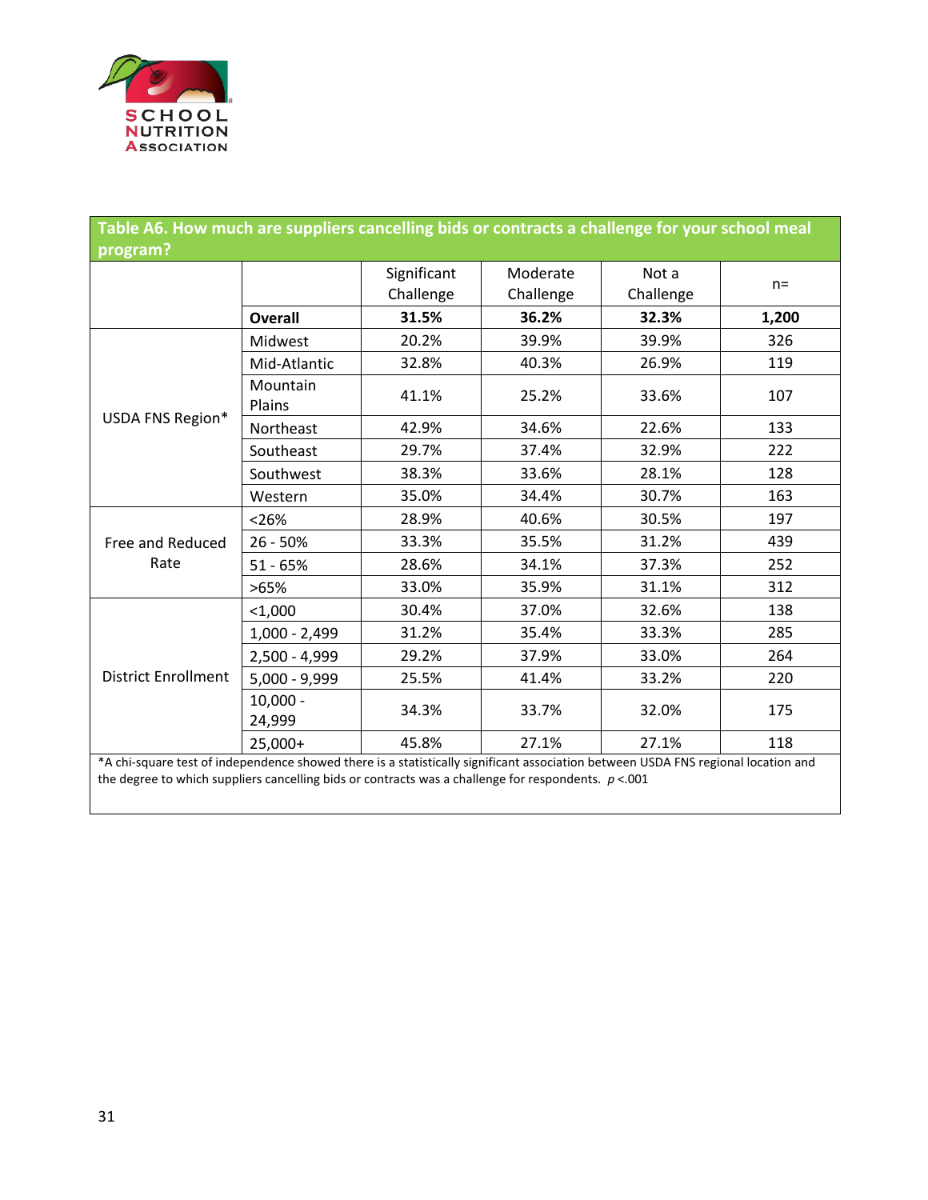**Table A6. How much are suppliers cancelling bids or contracts a challenge for your school meal program?**

| | | Significant Challenge | Moderate Challenge | Not a Challenge | n= |
|---|---|---|---|---|---|
| | **Overall** | **31.5%** | **36.2%** | **32.3%** | **1,200** |
| USDA FNS Region* | Midwest | 20.2% | 39.9% | 39.9% | 326 |
| | Mid-Atlantic | 32.8% | 40.3% | 26.9% | 119 |
| | Mountain Plains | 41.1% | 25.2% | 33.6% | 107 |
| | Northeast | 42.9% | 34.6% | 22.6% | 133 |
| | Southeast | 29.7% | 37.4% | 32.9% | 222 |
| | Southwest | 38.3% | 33.6% | 28.1% | 128 |
| | Western | 35.0% | 34.4% | 30.7% | 163 |
| Free and Reduced Rate | <26% | 28.9% | 40.6% | 30.5% | 197 |
| | 26 - 50% | 33.3% | 35.5% | 31.2% | 439 |
| | 51 - 65% | 28.6% | 34.1% | 37.3% | 252 |
| | >65% | 33.0% | 35.9% | 31.1% | 312 |
| District Enrollment | <1,000 | 30.4% | 37.0% | 32.6% | 138 |
| | 1,000 - 2,499 | 31.2% | 35.4% | 33.3% | 285 |
| | 2,500 - 4,999 | 29.2% | 37.9% | 33.0% | 264 |
| | 5,000 - 9,999 | 25.5% | 41.4% | 33.2% | 220 |
| | 10,000 - 24,999 | 34.3% | 33.7% | 32.0% | 175 |
| | 25,000+ | 45.8% | 27.1% | 27.1% | 118 |

*A chi-square test of independence showed there is a statistically significant association between USDA FNS regional location and the degree to which suppliers cancelling bids or contracts was a challenge for respondents. $p < .001$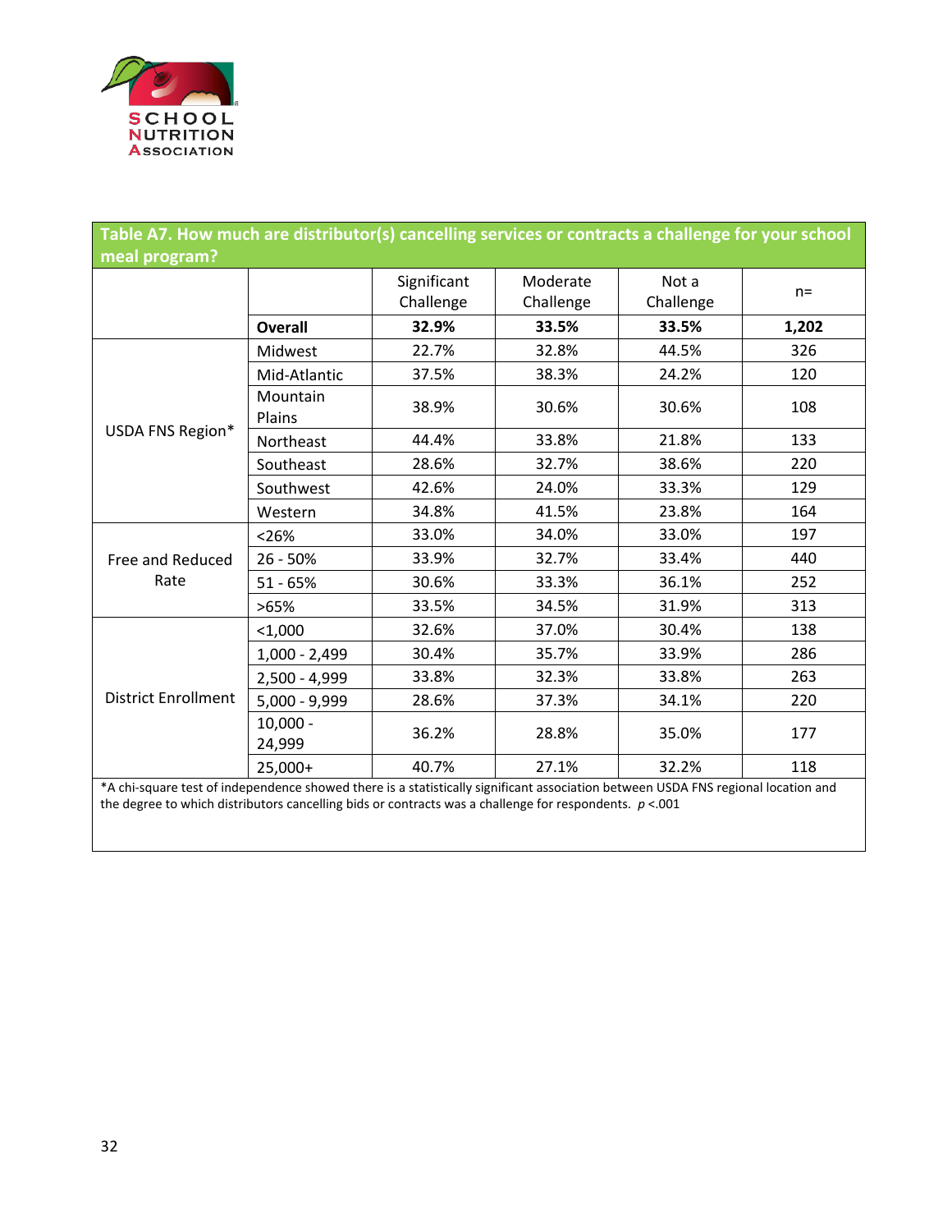**Table A7. How much are distributor(s) cancelling services or contracts a challenge for your school meal program?**

| | | Significant Challenge | Moderate Challenge | Not a Challenge | n= |
|---|---|---|---|---|---|
| | **Overall** | **32.9%** | **33.5%** | **33.5%** | **1,202** |
| USDA FNS Region* | Midwest | 22.7% | 32.8% | 44.5% | 326 |
| | Mid-Atlantic | 37.5% | 38.3% | 24.2% | 120 |
| | Mountain Plains | 38.9% | 30.6% | 30.6% | 108 |
| | Northeast | 44.4% | 33.8% | 21.8% | 133 |
| | Southeast | 28.6% | 32.7% | 38.6% | 220 |
| | Southwest | 42.6% | 24.0% | 33.3% | 129 |
| | Western | 34.8% | 41.5% | 23.8% | 164 |
| Free and Reduced Rate | <26% | 33.0% | 34.0% | 33.0% | 197 |
| | 26 - 50% | 33.9% | 32.7% | 33.4% | 440 |
| | 51 - 65% | 30.6% | 33.3% | 36.1% | 252 |
| | >65% | 33.5% | 34.5% | 31.9% | 313 |
| District Enrollment | <1,000 | 32.6% | 37.0% | 30.4% | 138 |
| | 1,000 - 2,499 | 30.4% | 35.7% | 33.9% | 286 |
| | 2,500 - 4,999 | 33.8% | 32.3% | 33.8% | 263 |
| | 5,000 - 9,999 | 28.6% | 37.3% | 34.1% | 220 |
| | 10,000 - 24,999 | 36.2% | 28.8% | 35.0% | 177 |
| | 25,000+ | 40.7% | 27.1% | 32.2% | 118 |

*A chi-square test of independence showed there is a statistically significant association between USDA FNS regional location and the degree to which distributors cancelling bids or contracts was a challenge for respondents. $p < .001$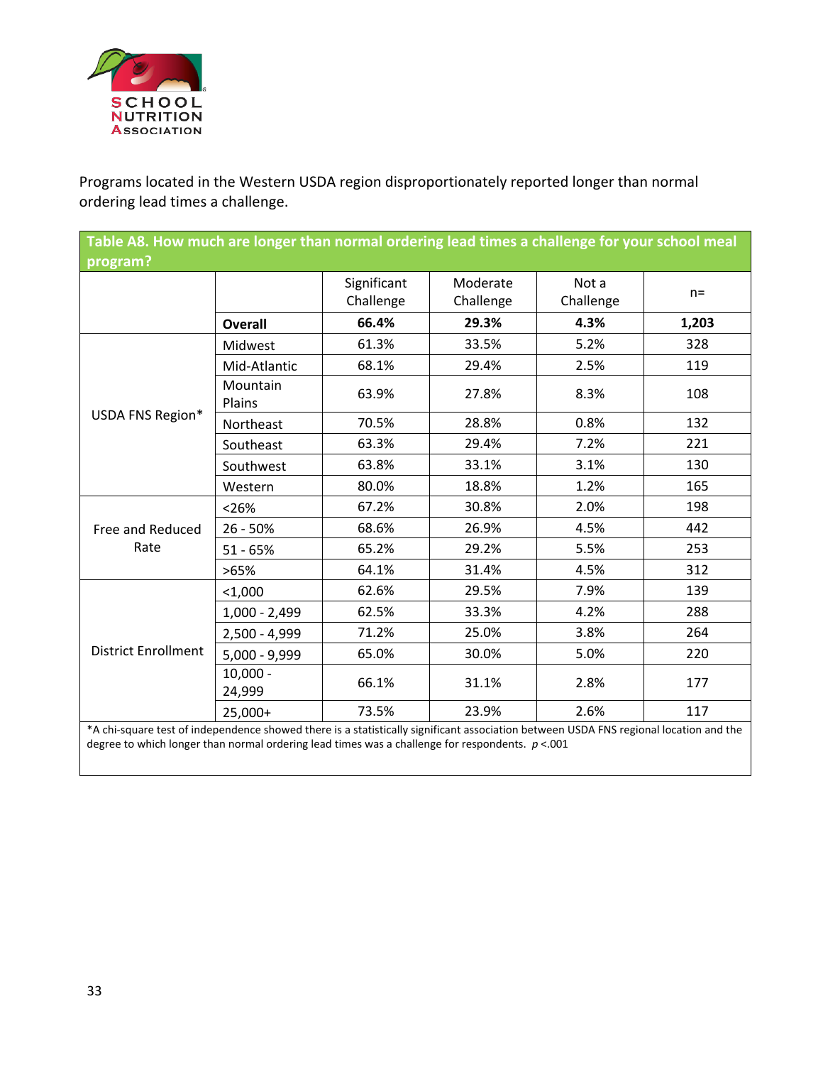Programs located in the Western USDA region disproportionately reported longer than normal ordering lead times a challenge.

**Table A8. How much are longer than normal ordering lead times a challenge for your school meal program?**

| | | Significant Challenge | Moderate Challenge | Not a Challenge | n= |
|---|---|---|---|---|---|
| | **Overall** | **66.4%** | **29.3%** | **4.3%** | **1,203** |
| USDA FNS Region* | Midwest | 61.3% | 33.5% | 5.2% | 328 |
| | Mid-Atlantic | 68.1% | 29.4% | 2.5% | 119 |
| | Mountain Plains | 63.9% | 27.8% | 8.3% | 108 |
| | Northeast | 70.5% | 28.8% | 0.8% | 132 |
| | Southeast | 63.3% | 29.4% | 7.2% | 221 |
| | Southwest | 63.8% | 33.1% | 3.1% | 130 |
| | Western | 80.0% | 18.8% | 1.2% | 165 |
| Free and Reduced Rate | <26% | 67.2% | 30.8% | 2.0% | 198 |
| | 26 - 50% | 68.6% | 26.9% | 4.5% | 442 |
| | 51 - 65% | 65.2% | 29.2% | 5.5% | 253 |
| | >65% | 64.1% | 31.4% | 4.5% | 312 |
| District Enrollment | <1,000 | 62.6% | 29.5% | 7.9% | 139 |
| | 1,000 - 2,499 | 62.5% | 33.3% | 4.2% | 288 |
| | 2,500 - 4,999 | 71.2% | 25.0% | 3.8% | 264 |
| | 5,000 - 9,999 | 65.0% | 30.0% | 5.0% | 220 |
| | 10,000 - 24,999 | 66.1% | 31.1% | 2.8% | 177 |
| | 25,000+ | 73.5% | 23.9% | 2.6% | 117 |

*A chi-square test of independence showed there is a statistically significant association between USDA FNS regional location and the degree to which longer than normal ordering lead times was a challenge for respondents. $p < .001$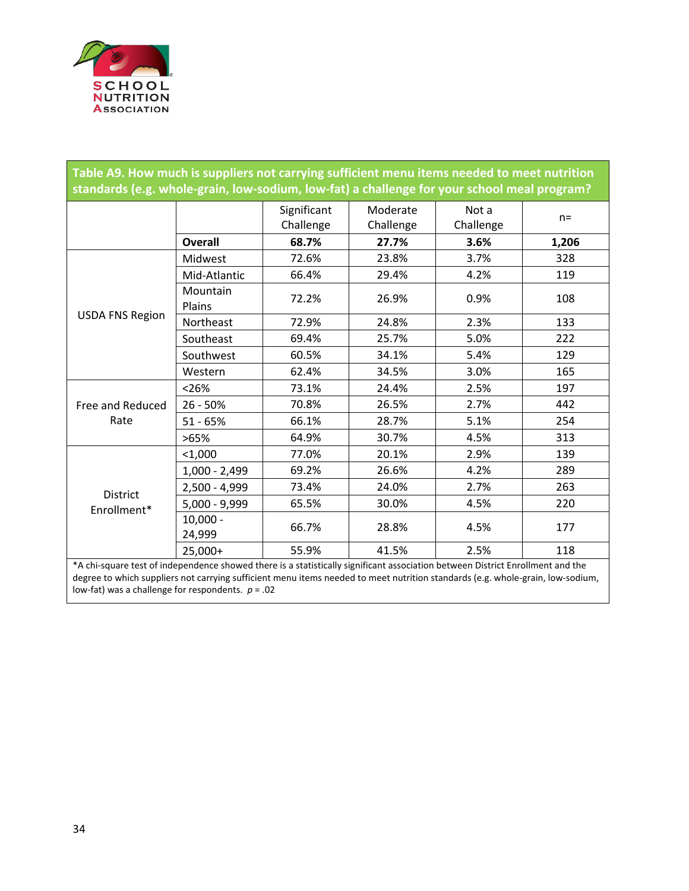**Table A9. How much is suppliers not carrying sufficient menu items needed to meet nutrition standards (e.g. whole-grain, low-sodium, low-fat) a challenge for your school meal program?**

| | | Significant Challenge | Moderate Challenge | Not a Challenge | n= |
|---|---|---|---|---|---|
| | **Overall** | **68.7%** | **27.7%** | **3.6%** | **1,206** |
| USDA FNS Region | Midwest | 72.6% | 23.8% | 3.7% | 328 |
| | Mid-Atlantic | 66.4% | 29.4% | 4.2% | 119 |
| | Mountain Plains | 72.2% | 26.9% | 0.9% | 108 |
| | Northeast | 72.9% | 24.8% | 2.3% | 133 |
| | Southeast | 69.4% | 25.7% | 5.0% | 222 |
| | Southwest | 60.5% | 34.1% | 5.4% | 129 |
| | Western | 62.4% | 34.5% | 3.0% | 165 |
| Free and Reduced Rate | <26% | 73.1% | 24.4% | 2.5% | 197 |
| | 26 - 50% | 70.8% | 26.5% | 2.7% | 442 |
| | 51 - 65% | 66.1% | 28.7% | 5.1% | 254 |
| | >65% | 64.9% | 30.7% | 4.5% | 313 |
| District Enrollment* | <1,000 | 77.0% | 20.1% | 2.9% | 139 |
| | 1,000 - 2,499 | 69.2% | 26.6% | 4.2% | 289 |
| | 2,500 - 4,999 | 73.4% | 24.0% | 2.7% | 263 |
| | 5,000 - 9,999 | 65.5% | 30.0% | 4.5% | 220 |
| | 10,000 - 24,999 | 66.7% | 28.8% | 4.5% | 177 |
| | 25,000+ | 55.9% | 41.5% | 2.5% | 118 |

*A chi-square test of independence showed there is a statistically significant association between District Enrollment and the degree to which suppliers not carrying sufficient menu items needed to meet nutrition standards (e.g. whole-grain, low-sodium, low-fat) was a challenge for respondents. $p = .02$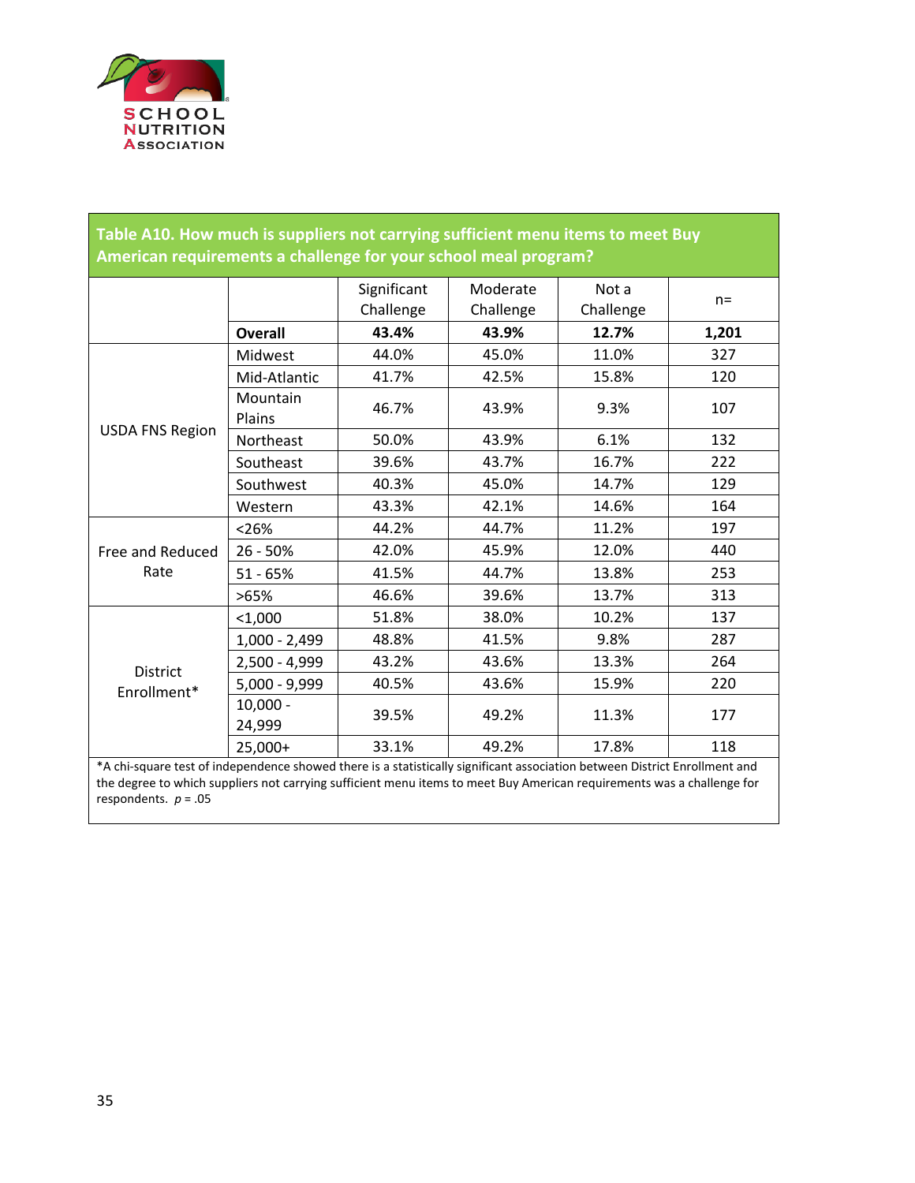**Table A10. How much is suppliers not carrying sufficient menu items to meet Buy American requirements a challenge for your school meal program?**

| | | Significant Challenge | Moderate Challenge | Not a Challenge | n= |
|---|---|---|---|---|---|
| | **Overall** | **43.4%** | **43.9%** | **12.7%** | **1,201** |
| USDA FNS Region | Midwest | 44.0% | 45.0% | 11.0% | 327 |
| | Mid-Atlantic | 41.7% | 42.5% | 15.8% | 120 |
| | Mountain Plains | 46.7% | 43.9% | 9.3% | 107 |
| | Northeast | 50.0% | 43.9% | 6.1% | 132 |
| | Southeast | 39.6% | 43.7% | 16.7% | 222 |
| | Southwest | 40.3% | 45.0% | 14.7% | 129 |
| | Western | 43.3% | 42.1% | 14.6% | 164 |
| Free and Reduced Rate | <26% | 44.2% | 44.7% | 11.2% | 197 |
| | 26 - 50% | 42.0% | 45.9% | 12.0% | 440 |
| | 51 - 65% | 41.5% | 44.7% | 13.8% | 253 |
| | >65% | 46.6% | 39.6% | 13.7% | 313 |
| District Enrollment* | <1,000 | 51.8% | 38.0% | 10.2% | 137 |
| | 1,000 - 2,499 | 48.8% | 41.5% | 9.8% | 287 |
| | 2,500 - 4,999 | 43.2% | 43.6% | 13.3% | 264 |
| | 5,000 - 9,999 | 40.5% | 43.6% | 15.9% | 220 |
| | 10,000 - 24,999 | 39.5% | 49.2% | 11.3% | 177 |
| | 25,000+ | 33.1% | 49.2% | 17.8% | 118 |

*A chi-square test of independence showed there is a statistically significant association between District Enrollment and the degree to which suppliers not carrying sufficient menu items to meet Buy American requirements was a challenge for respondents. $p = .05$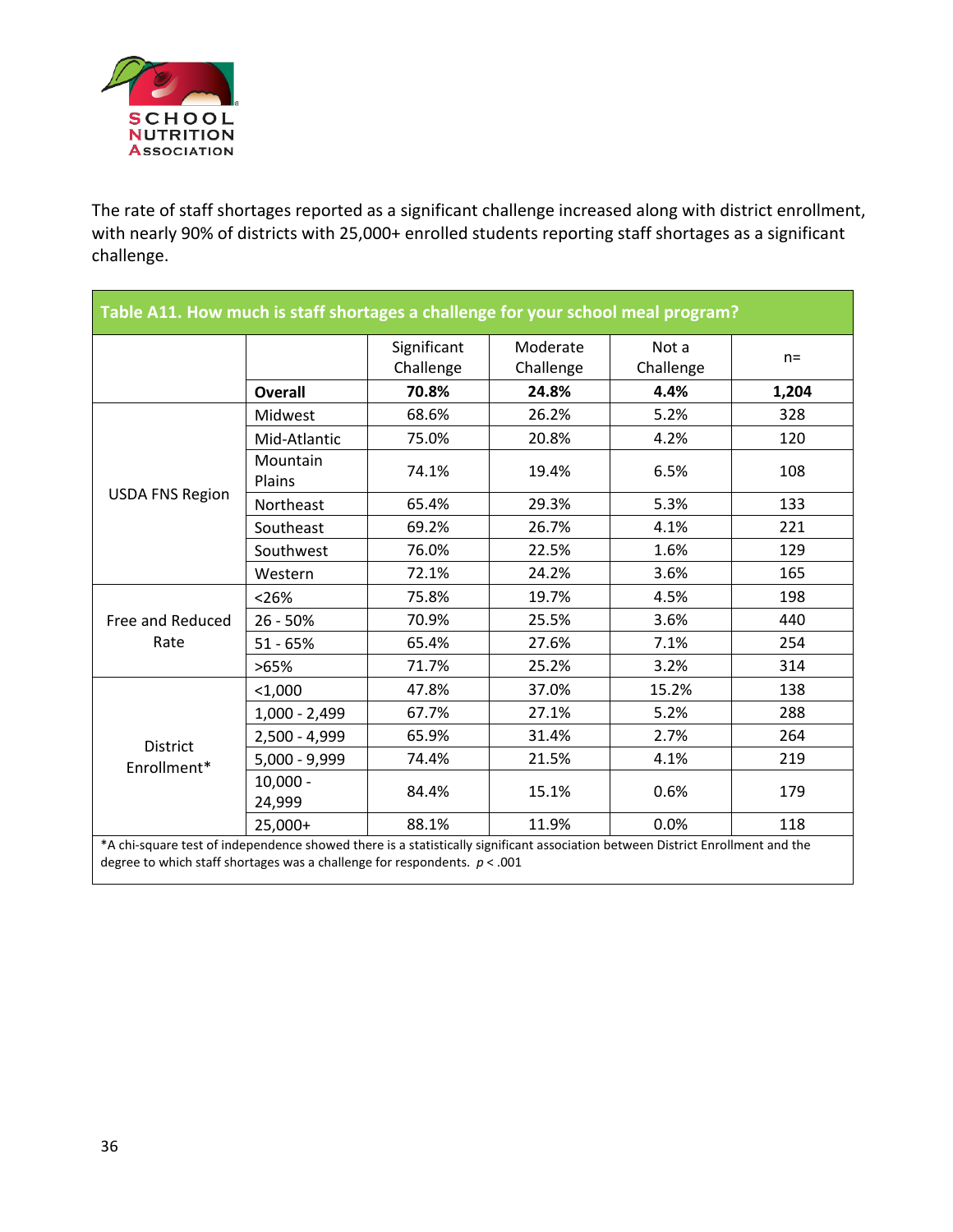The rate of staff shortages reported as a significant challenge increased along with district enrollment, with nearly 90% of districts with 25,000+ enrolled students reporting staff shortages as a significant challenge.

**Table A11. How much is staff shortages a challenge for your school meal program?**

| | | Significant Challenge | Moderate Challenge | Not a Challenge | n= |
|---|---|---|---|---|---|
| | **Overall** | **70.8%** | **24.8%** | **4.4%** | **1,204** |
| USDA FNS Region | Midwest | 68.6% | 26.2% | 5.2% | 328 |
| | Mid-Atlantic | 75.0% | 20.8% | 4.2% | 120 |
| | Mountain Plains | 74.1% | 19.4% | 6.5% | 108 |
| | Northeast | 65.4% | 29.3% | 5.3% | 133 |
| | Southeast | 69.2% | 26.7% | 4.1% | 221 |
| | Southwest | 76.0% | 22.5% | 1.6% | 129 |
| | Western | 72.1% | 24.2% | 3.6% | 165 |
| Free and Reduced Rate | <26% | 75.8% | 19.7% | 4.5% | 198 |
| | 26 - 50% | 70.9% | 25.5% | 3.6% | 440 |
| | 51 - 65% | 65.4% | 27.6% | 7.1% | 254 |
| | >65% | 71.7% | 25.2% | 3.2% | 314 |
| District Enrollment* | <1,000 | 47.8% | 37.0% | 15.2% | 138 |
| | 1,000 - 2,499 | 67.7% | 27.1% | 5.2% | 288 |
| | 2,500 - 4,999 | 65.9% | 31.4% | 2.7% | 264 |
| | 5,000 - 9,999 | 74.4% | 21.5% | 4.1% | 219 |
| | 10,000 - 24,999 | 84.4% | 15.1% | 0.6% | 179 |
| | 25,000+ | 88.1% | 11.9% | 0.0% | 118 |

*A chi-square test of independence showed there is a statistically significant association between District Enrollment and the degree to which staff shortages was a challenge for respondents. $p < .001$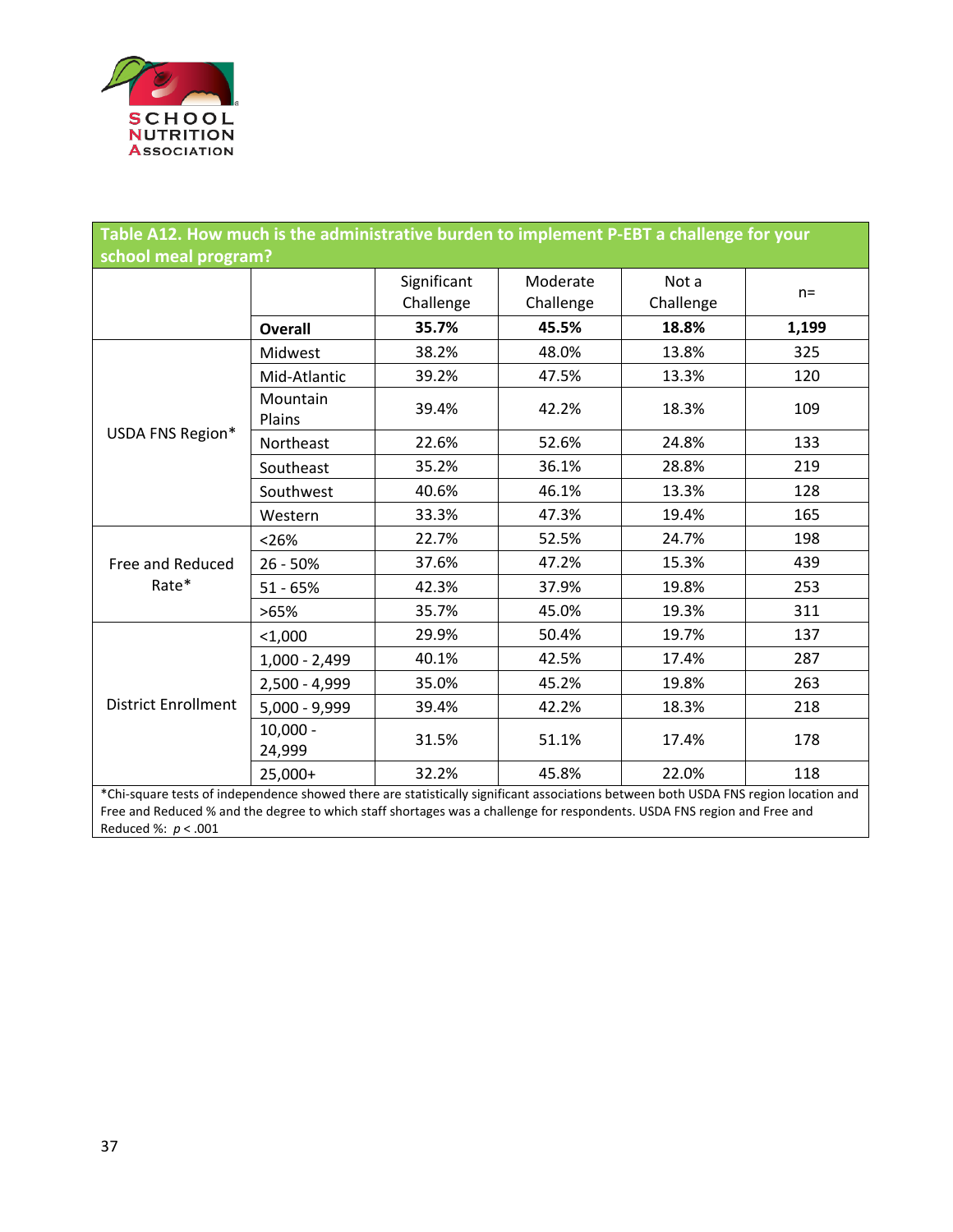**Table A12. How much is the administrative burden to implement P-EBT a challenge for your school meal program?**

| | | Significant Challenge | Moderate Challenge | Not a Challenge | n= |
|---|---|---|---|---|---|
| | **Overall** | **35.7%** | **45.5%** | **18.8%** | **1,199** |
| USDA FNS Region* | Midwest | 38.2% | 48.0% | 13.8% | 325 |
| | Mid-Atlantic | 39.2% | 47.5% | 13.3% | 120 |
| | Mountain Plains | 39.4% | 42.2% | 18.3% | 109 |
| | Northeast | 22.6% | 52.6% | 24.8% | 133 |
| | Southeast | 35.2% | 36.1% | 28.8% | 219 |
| | Southwest | 40.6% | 46.1% | 13.3% | 128 |
| | Western | 33.3% | 47.3% | 19.4% | 165 |
| Free and Reduced Rate* | <26% | 22.7% | 52.5% | 24.7% | 198 |
| | 26 - 50% | 37.6% | 47.2% | 15.3% | 439 |
| | 51 - 65% | 42.3% | 37.9% | 19.8% | 253 |
| | >65% | 35.7% | 45.0% | 19.3% | 311 |
| District Enrollment | <1,000 | 29.9% | 50.4% | 19.7% | 137 |
| | 1,000 - 2,499 | 40.1% | 42.5% | 17.4% | 287 |
| | 2,500 - 4,999 | 35.0% | 45.2% | 19.8% | 263 |
| | 5,000 - 9,999 | 39.4% | 42.2% | 18.3% | 218 |
| | 10,000 - 24,999 | 31.5% | 51.1% | 17.4% | 178 |
| | 25,000+ | 32.2% | 45.8% | 22.0% | 118 |

*Chi-square tests of independence showed there are statistically significant associations between both USDA FNS region location and Free and Reduced % and the degree to which staff shortages was a challenge for respondents. USDA FNS region and Free and Reduced %: $p < .001$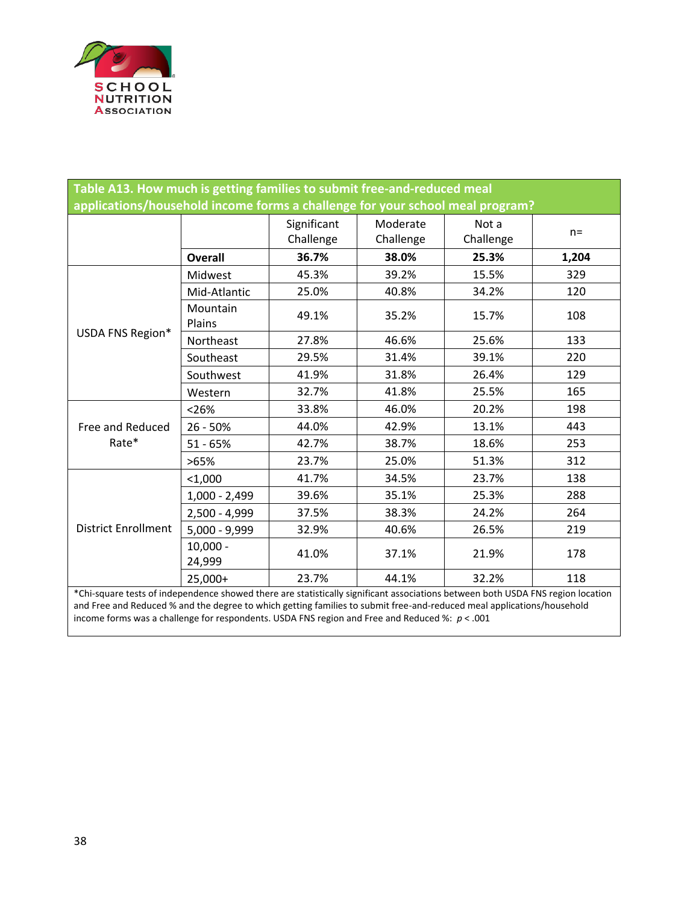**Table A13. How much is getting families to submit free-and-reduced meal applications/household income forms a challenge for your school meal program?**

| | | Significant Challenge | Moderate Challenge | Not a Challenge | n= |
|---|---|---|---|---|---|
| | **Overall** | **36.7%** | **38.0%** | **25.3%** | **1,204** |
| USDA FNS Region* | Midwest | 45.3% | 39.2% | 15.5% | 329 |
| | Mid-Atlantic | 25.0% | 40.8% | 34.2% | 120 |
| | Mountain Plains | 49.1% | 35.2% | 15.7% | 108 |
| | Northeast | 27.8% | 46.6% | 25.6% | 133 |
| | Southeast | 29.5% | 31.4% | 39.1% | 220 |
| | Southwest | 41.9% | 31.8% | 26.4% | 129 |
| | Western | 32.7% | 41.8% | 25.5% | 165 |
| Free and Reduced Rate* | <26% | 33.8% | 46.0% | 20.2% | 198 |
| | 26 - 50% | 44.0% | 42.9% | 13.1% | 443 |
| | 51 - 65% | 42.7% | 38.7% | 18.6% | 253 |
| | >65% | 23.7% | 25.0% | 51.3% | 312 |
| District Enrollment | <1,000 | 41.7% | 34.5% | 23.7% | 138 |
| | 1,000 - 2,499 | 39.6% | 35.1% | 25.3% | 288 |
| | 2,500 - 4,999 | 37.5% | 38.3% | 24.2% | 264 |
| | 5,000 - 9,999 | 32.9% | 40.6% | 26.5% | 219 |
| | 10,000 - 24,999 | 41.0% | 37.1% | 21.9% | 178 |
| | 25,000+ | 23.7% | 44.1% | 32.2% | 118 |

*Chi-square tests of independence showed there are statistically significant associations between both USDA FNS region location and Free and Reduced % and the degree to which getting families to submit free-and-reduced meal applications/household income forms was a challenge for respondents. USDA FNS region and Free and Reduced %: $p < .001$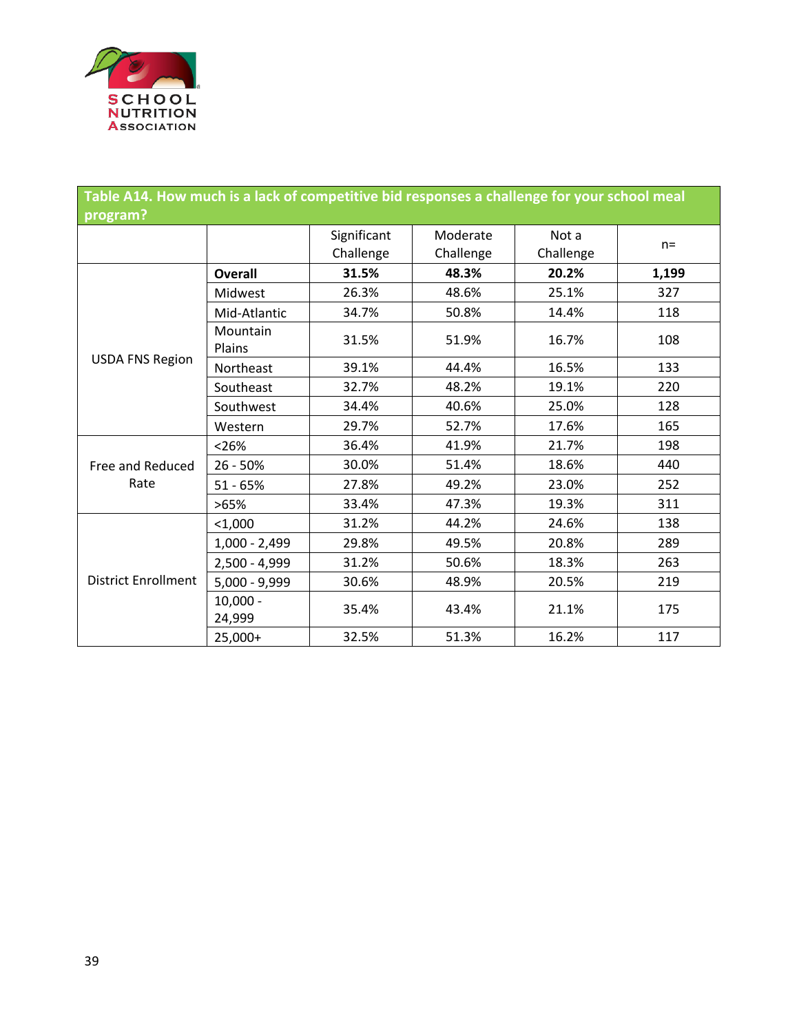| Table A14. How much is a lack of competitive bid responses a challenge for your school meal program? | | | | | |
|---|---|---|---|---|---|
| | | Significant Challenge | Moderate Challenge | Not a Challenge | n= |
| USDA FNS Region | **Overall** | **31.5%** | **48.3%** | **20.2%** | **1,199** |
| | Midwest | 26.3% | 48.6% | 25.1% | 327 |
| | Mid-Atlantic | 34.7% | 50.8% | 14.4% | 118 |
| | Mountain Plains | 31.5% | 51.9% | 16.7% | 108 |
| | Northeast | 39.1% | 44.4% | 16.5% | 133 |
| | Southeast | 32.7% | 48.2% | 19.1% | 220 |
| | Southwest | 34.4% | 40.6% | 25.0% | 128 |
| | Western | 29.7% | 52.7% | 17.6% | 165 |
| Free and Reduced Rate | <26% | 36.4% | 41.9% | 21.7% | 198 |
| | 26 - 50% | 30.0% | 51.4% | 18.6% | 440 |
| | 51 - 65% | 27.8% | 49.2% | 23.0% | 252 |
| | >65% | 33.4% | 47.3% | 19.3% | 311 |
| District Enrollment | <1,000 | 31.2% | 44.2% | 24.6% | 138 |
| | 1,000 - 2,499 | 29.8% | 49.5% | 20.8% | 289 |
| | 2,500 - 4,999 | 31.2% | 50.6% | 18.3% | 263 |
| | 5,000 - 9,999 | 30.6% | 48.9% | 20.5% | 219 |
| | 10,000 - 24,999 | 35.4% | 43.4% | 21.1% | 175 |
| | 25,000+ | 32.5% | 51.3% | 16.2% | 117 |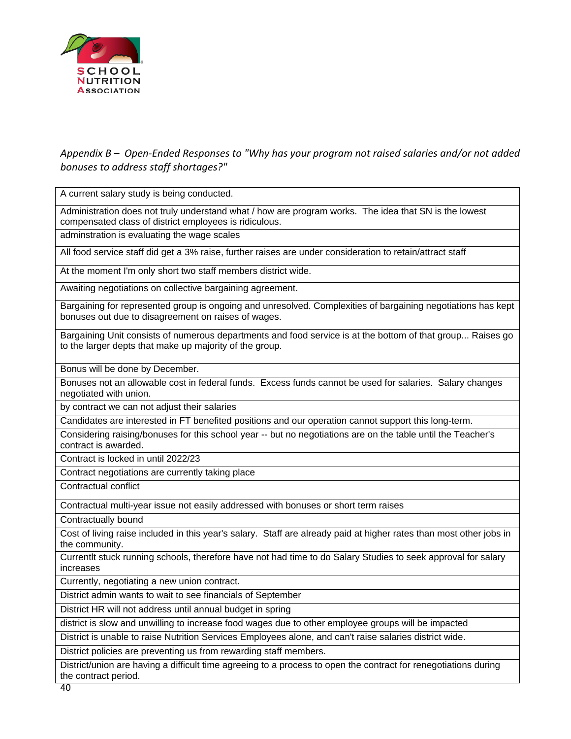*Appendix B – Open-Ended Responses to "Why has your program not raised salaries and/or not added bonuses to address staff shortages?"*

| |
|---|
| A current salary study is being conducted. |
| Administration does not truly understand what / how are program works. The idea that SN is the lowest compensated class of district employees is ridiculous. |
| adminstration is evaluating the wage scales |
| All food service staff did get a 3% raise, further raises are under consideration to retain/attract staff |
| At the moment I'm only short two staff members district wide. |
| Awaiting negotiations on collective bargaining agreement. |
| Bargaining for represented group is ongoing and unresolved. Complexities of bargaining negotiations has kept bonuses out due to disagreement on raises of wages. |
| Bargaining Unit consists of numerous departments and food service is at the bottom of that group... Raises go to the larger depts that make up majority of the group. |
| Bonus will be done by December. |
| Bonuses not an allowable cost in federal funds. Excess funds cannot be used for salaries. Salary changes negotiated with union. |
| by contract we can not adjust their salaries |
| Candidates are interested in FT benefited positions and our operation cannot support this long-term. |
| Considering raising/bonuses for this school year -- but no negotiations are on the table until the Teacher's contract is awarded. |
| Contract is locked in until 2022/23 |
| Contract negotiations are currently taking place |
| Contractual conflict |
| Contractual multi-year issue not easily addressed with bonuses or short term raises |
| Contractually bound |
| Cost of living raise included in this year's salary. Staff are already paid at higher rates than most other jobs in the community. |
| Currentlt stuck running schools, therefore have not had time to do Salary Studies to seek approval for salary increases |
| Currently, negotiating a new union contract. |
| District admin wants to wait to see financials of September |
| District HR will not address until annual budget in spring |
| district is slow and unwilling to increase food wages due to other employee groups will be impacted |
| District is unable to raise Nutrition Services Employees alone, and can't raise salaries district wide. |
| District policies are preventing us from rewarding staff members. |
| District/union are having a difficult time agreeing to a process to open the contract for renegotiations during the contract period. |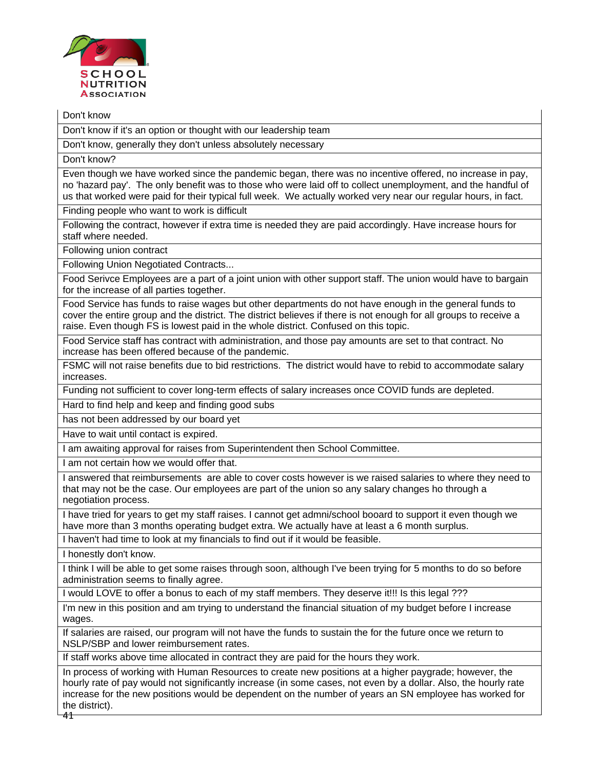| Don't know |
|---|
| Don't know if it's an option or thought with our leadership team |
| Don't know, generally they don't unless absolutely necessary |
| Don't know? |
| Even though we have worked since the pandemic began, there was no incentive offered, no increase in pay, no 'hazard pay'. The only benefit was to those who were laid off to collect unemployment, and the handful of us that worked were paid for their typical full week. We actually worked very near our regular hours, in fact. |
| Finding people who want to work is difficult |
| Following the contract, however if extra time is needed they are paid accordingly. Have increase hours for staff where needed. |
| Following union contract |
| Following Union Negotiated Contracts... |
| Food Serivce Employees are a part of a joint union with other support staff. The union would have to bargain for the increase of all parties together. |
| Food Service has funds to raise wages but other departments do not have enough in the general funds to cover the entire group and the district. The district believes if there is not enough for all groups to receive a raise. Even though FS is lowest paid in the whole district. Confused on this topic. |
| Food Service staff has contract with administration, and those pay amounts are set to that contract. No increase has been offered because of the pandemic. |
| FSMC will not raise benefits due to bid restrictions. The district would have to rebid to accommodate salary increases. |
| Funding not sufficient to cover long-term effects of salary increases once COVID funds are depleted. |
| Hard to find help and keep and finding good subs |
| has not been addressed by our board yet |
| Have to wait until contact is expired. |
| I am awaiting approval for raises from Superintendent then School Committee. |
| I am not certain how we would offer that. |
| I answered that reimbursements are able to cover costs however is we raised salaries to where they need to that may not be the case. Our employees are part of the union so any salary changes ho through a negotiation process. |
| I have tried for years to get my staff raises. I cannot get admni/school booard to support it even though we have more than 3 months operating budget extra. We actually have at least a 6 month surplus. |
| I haven't had time to look at my financials to find out if it would be feasible. |
| I honestly don't know. |
| I think I will be able to get some raises through soon, although I've been trying for 5 months to do so before administration seems to finally agree. |
| I would LOVE to offer a bonus to each of my staff members. They deserve it!!! Is this legal ??? |
| I'm new in this position and am trying to understand the financial situation of my budget before I increase wages. |
| If salaries are raised, our program will not have the funds to sustain the for the future once we return to NSLP/SBP and lower reimbursement rates. |
| If staff works above time allocated in contract they are paid for the hours they work. |
| In process of working with Human Resources to create new positions at a higher paygrade; however, the hourly rate of pay would not significantly increase (in some cases, not even by a dollar. Also, the hourly rate increase for the new positions would be dependent on the number of years an SN employee has worked for the district). |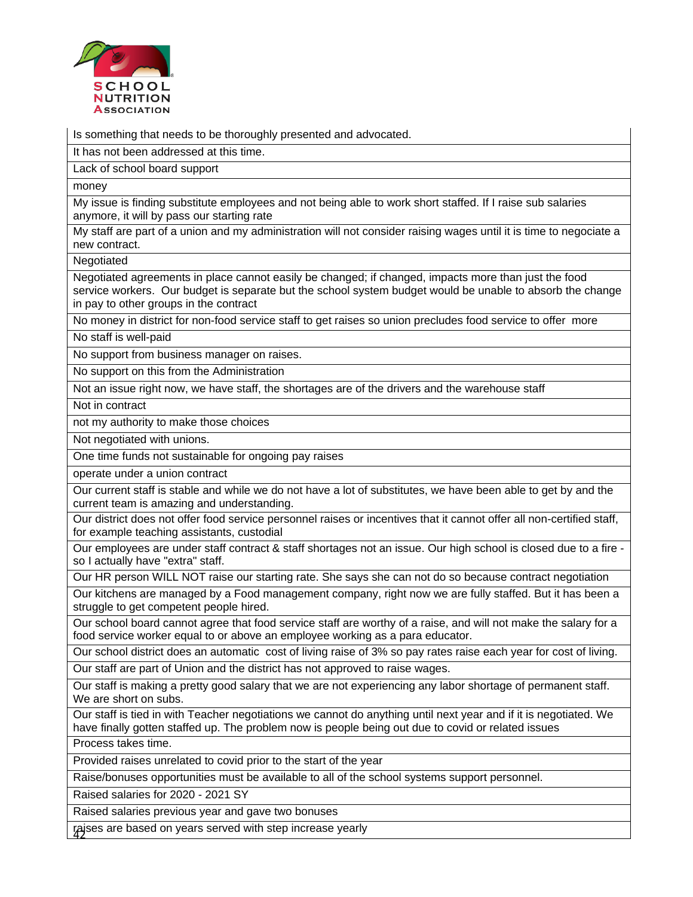| |
|---|
| Is something that needs to be thoroughly presented and advocated. |
| It has not been addressed at this time. |
| Lack of school board support |
| money |
| My issue is finding substitute employees and not being able to work short staffed. If I raise sub salaries anymore, it will by pass our starting rate |
| My staff are part of a union and my administration will not consider raising wages until it is time to negociate a new contract. |
| Negotiated |
| Negotiated agreements in place cannot easily be changed; if changed, impacts more than just the food service workers. Our budget is separate but the school system budget would be unable to absorb the change in pay to other groups in the contract |
| No money in district for non-food service staff to get raises so union precludes food service to offer more |
| No staff is well-paid |
| No support from business manager on raises. |
| No support on this from the Administration |
| Not an issue right now, we have staff, the shortages are of the drivers and the warehouse staff |
| Not in contract |
| not my authority to make those choices |
| Not negotiated with unions. |
| One time funds not sustainable for ongoing pay raises |
| operate under a union contract |
| Our current staff is stable and while we do not have a lot of substitutes, we have been able to get by and the current team is amazing and understanding. |
| Our district does not offer food service personnel raises or incentives that it cannot offer all non-certified staff, for example teaching assistants, custodial |
| Our employees are under staff contract & staff shortages not an issue. Our high school is closed due to a fire - so I actually have "extra" staff. |
| Our HR person WILL NOT raise our starting rate. She says she can not do so because contract negotiation |
| Our kitchens are managed by a Food management company, right now we are fully staffed. But it has been a struggle to get competent people hired. |
| Our school board cannot agree that food service staff are worthy of a raise, and will not make the salary for a food service worker equal to or above an employee working as a para educator. |
| Our school district does an automatic cost of living raise of 3% so pay rates raise each year for cost of living. |
| Our staff are part of Union and the district has not approved to raise wages. |
| Our staff is making a pretty good salary that we are not experiencing any labor shortage of permanent staff. We are short on subs. |
| Our staff is tied in with Teacher negotiations we cannot do anything until next year and if it is negotiated. We have finally gotten staffed up. The problem now is people being out due to covid or related issues |
| Process takes time. |
| Provided raises unrelated to covid prior to the start of the year |
| Raise/bonuses opportunities must be available to all of the school systems support personnel. |
| Raised salaries for 2020 - 2021 SY |
| Raised salaries previous year and gave two bonuses |
| raises are based on years served with step increase yearly |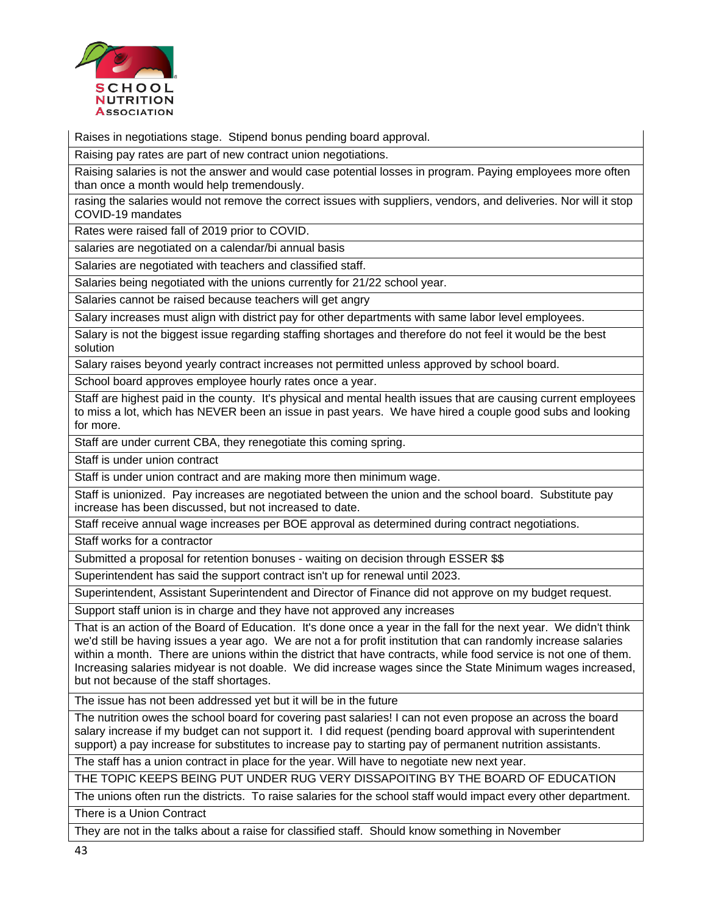| |
|---|
| Raises in negotiations stage. Stipend bonus pending board approval. |
| Raising pay rates are part of new contract union negotiations. |
| Raising salaries is not the answer and would case potential losses in program. Paying employees more often than once a month would help tremendously. |
| rasing the salaries would not remove the correct issues with suppliers, vendors, and deliveries. Nor will it stop COVID-19 mandates |
| Rates were raised fall of 2019 prior to COVID. |
| salaries are negotiated on a calendar/bi annual basis |
| Salaries are negotiated with teachers and classified staff. |
| Salaries being negotiated with the unions currently for 21/22 school year. |
| Salaries cannot be raised because teachers will get angry |
| Salary increases must align with district pay for other departments with same labor level employees. |
| Salary is not the biggest issue regarding staffing shortages and therefore do not feel it would be the best solution |
| Salary raises beyond yearly contract increases not permitted unless approved by school board. |
| School board approves employee hourly rates once a year. |
| Staff are highest paid in the county. It's physical and mental health issues that are causing current employees to miss a lot, which has NEVER been an issue in past years. We have hired a couple good subs and looking for more. |
| Staff are under current CBA, they renegotiate this coming spring. |
| Staff is under union contract |
| Staff is under union contract and are making more then minimum wage. |
| Staff is unionized. Pay increases are negotiated between the union and the school board. Substitute pay increase has been discussed, but not increased to date. |
| Staff receive annual wage increases per BOE approval as determined during contract negotiations. |
| Staff works for a contractor |
| Submitted a proposal for retention bonuses - waiting on decision through ESSER $$ |
| Superintendent has said the support contract isn't up for renewal until 2023. |
| Superintendent, Assistant Superintendent and Director of Finance did not approve on my budget request. |
| Support staff union is in charge and they have not approved any increases |
| That is an action of the Board of Education. It's done once a year in the fall for the next year. We didn't think we'd still be having issues a year ago. We are not a for profit institution that can randomly increase salaries within a month. There are unions within the district that have contracts, while food service is not one of them. Increasing salaries midyear is not doable. We did increase wages since the State Minimum wages increased, but not because of the staff shortages. |
| The issue has not been addressed yet but it will be in the future |
| The nutrition owes the school board for covering past salaries! I can not even propose an across the board salary increase if my budget can not support it. I did request (pending board approval with superintendent support) a pay increase for substitutes to increase pay to starting pay of permanent nutrition assistants. |
| The staff has a union contract in place for the year. Will have to negotiate new next year. |
| THE TOPIC KEEPS BEING PUT UNDER RUG VERY DISSAPOITING BY THE BOARD OF EDUCATION |
| The unions often run the districts. To raise salaries for the school staff would impact every other department. |
| There is a Union Contract |
| They are not in the talks about a raise for classified staff. Should know something in November |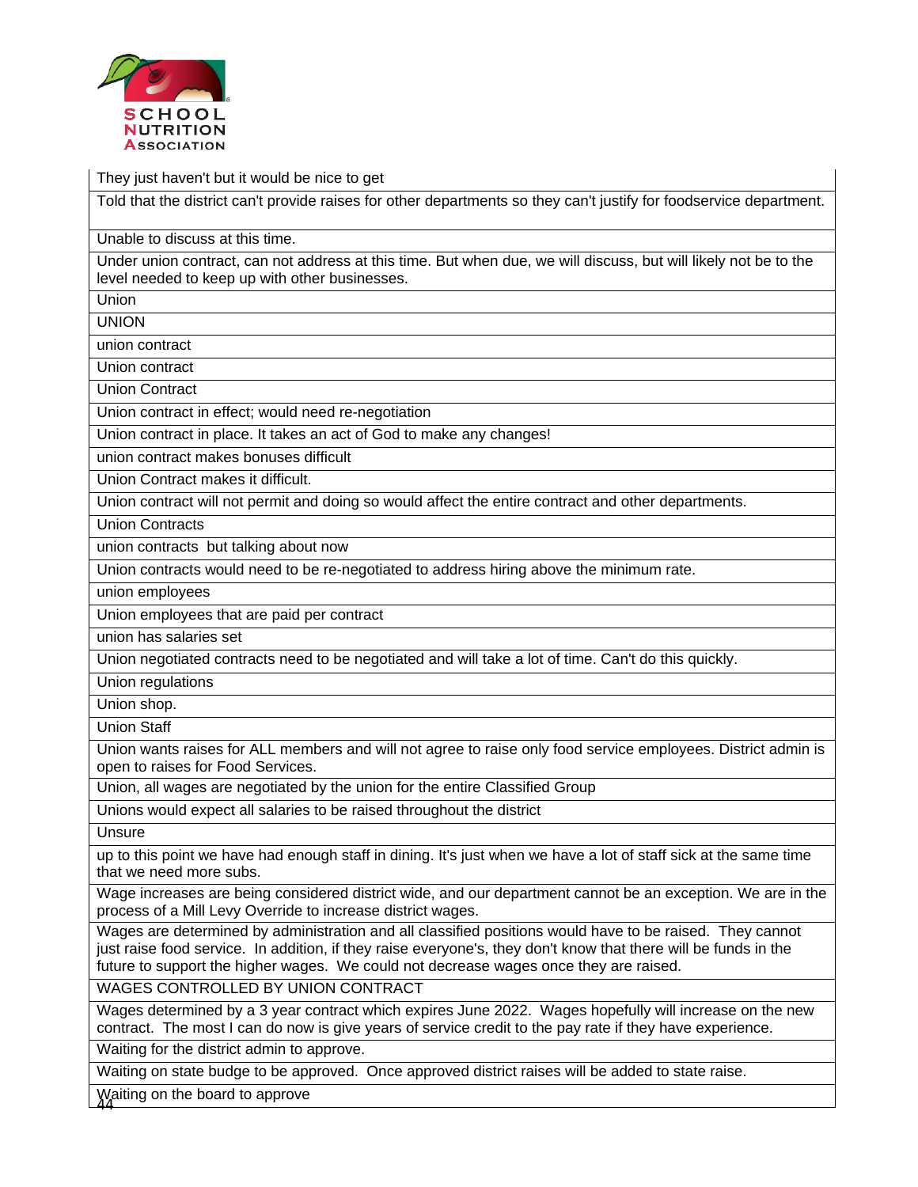| They just haven't but it would be nice to get |
|---|
| Told that the district can't provide raises for other departments so they can't justify for foodservice department. |
| Unable to discuss at this time. |
| Under union contract, can not address at this time. But when due, we will discuss, but will likely not be to the level needed to keep up with other businesses. |
| Union |
| UNION |
| union contract |
| Union contract |
| Union Contract |
| Union contract in effect; would need re-negotiation |
| Union contract in place. It takes an act of God to make any changes! |
| union contract makes bonuses difficult |
| Union Contract makes it difficult. |
| Union contract will not permit and doing so would affect the entire contract and other departments. |
| Union Contracts |
| union contracts but talking about now |
| Union contracts would need to be re-negotiated to address hiring above the minimum rate. |
| union employees |
| Union employees that are paid per contract |
| union has salaries set |
| Union negotiated contracts need to be negotiated and will take a lot of time. Can't do this quickly. |
| Union regulations |
| Union shop. |
| Union Staff |
| Union wants raises for ALL members and will not agree to raise only food service employees. District admin is open to raises for Food Services. |
| Union, all wages are negotiated by the union for the entire Classified Group |
| Unions would expect all salaries to be raised throughout the district |
| Unsure |
| up to this point we have had enough staff in dining. It's just when we have a lot of staff sick at the same time that we need more subs. |
| Wage increases are being considered district wide, and our department cannot be an exception. We are in the process of a Mill Levy Override to increase district wages. |
| Wages are determined by administration and all classified positions would have to be raised. They cannot just raise food service. In addition, if they raise everyone's, they don't know that there will be funds in the future to support the higher wages. We could not decrease wages once they are raised. |
| WAGES CONTROLLED BY UNION CONTRACT |
| Wages determined by a 3 year contract which expires June 2022. Wages hopefully will increase on the new contract. The most I can do now is give years of service credit to the pay rate if they have experience. |
| Waiting for the district admin to approve. |
| Waiting on state budge to be approved. Once approved district raises will be added to state raise. |
| Waiting on the board to approve |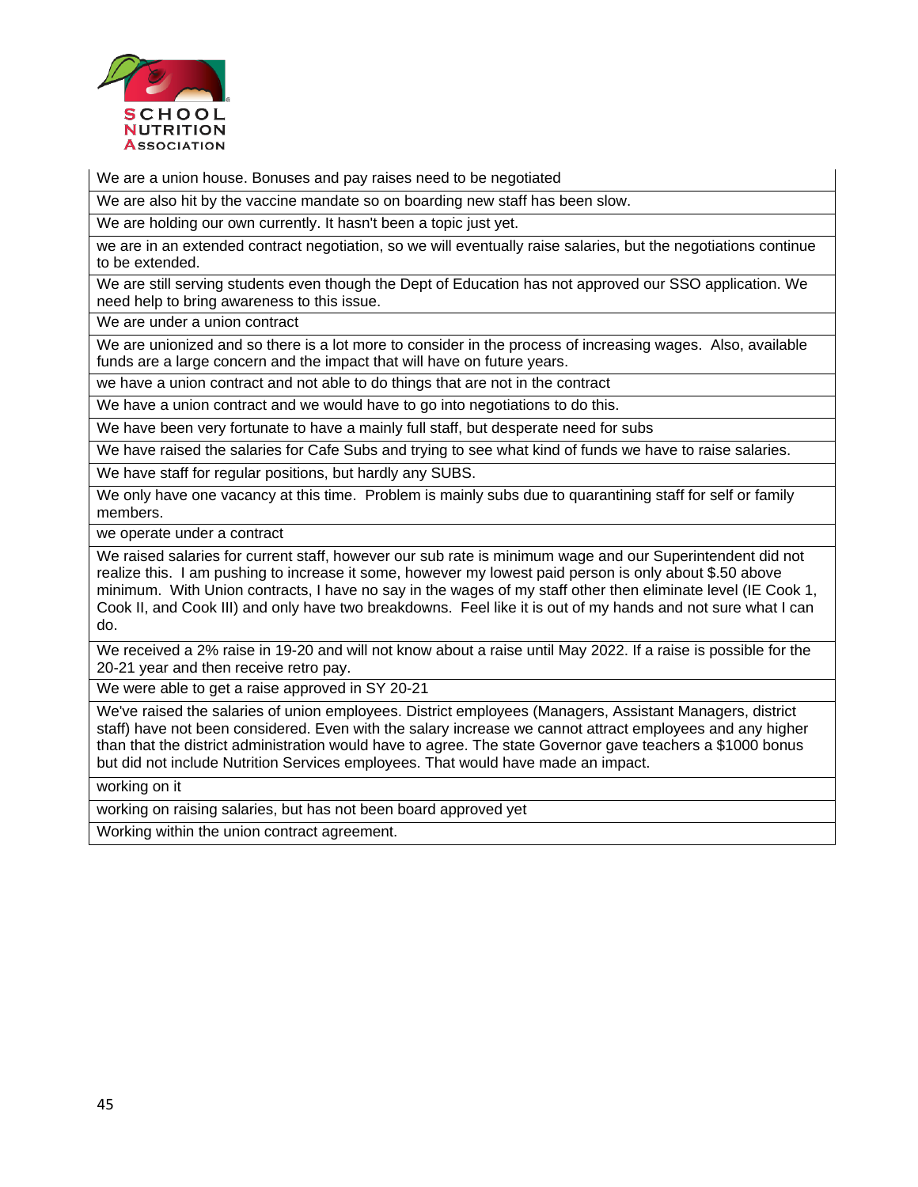| |
|---|
| We are a union house. Bonuses and pay raises need to be negotiated |
| We are also hit by the vaccine mandate so on boarding new staff has been slow. |
| We are holding our own currently. It hasn't been a topic just yet. |
| we are in an extended contract negotiation, so we will eventually raise salaries, but the negotiations continue to be extended. |
| We are still serving students even though the Dept of Education has not approved our SSO application. We need help to bring awareness to this issue. |
| We are under a union contract |
| We are unionized and so there is a lot more to consider in the process of increasing wages. Also, available funds are a large concern and the impact that will have on future years. |
| we have a union contract and not able to do things that are not in the contract |
| We have a union contract and we would have to go into negotiations to do this. |
| We have been very fortunate to have a mainly full staff, but desperate need for subs |
| We have raised the salaries for Cafe Subs and trying to see what kind of funds we have to raise salaries. |
| We have staff for regular positions, but hardly any SUBS. |
| We only have one vacancy at this time. Problem is mainly subs due to quarantining staff for self or family members. |
| we operate under a contract |
| We raised salaries for current staff, however our sub rate is minimum wage and our Superintendent did not realize this. I am pushing to increase it some, however my lowest paid person is only about $.50 above minimum. With Union contracts, I have no say in the wages of my staff other then eliminate level (IE Cook 1, Cook II, and Cook III) and only have two breakdowns. Feel like it is out of my hands and not sure what I can do. |
| We received a 2% raise in 19-20 and will not know about a raise until May 2022. If a raise is possible for the 20-21 year and then receive retro pay. |
| We were able to get a raise approved in SY 20-21 |
| We've raised the salaries of union employees. District employees (Managers, Assistant Managers, district staff) have not been considered. Even with the salary increase we cannot attract employees and any higher than that the district administration would have to agree. The state Governor gave teachers a $1000 bonus but did not include Nutrition Services employees. That would have made an impact. |
| working on it |
| working on raising salaries, but has not been board approved yet |
| Working within the union contract agreement. |